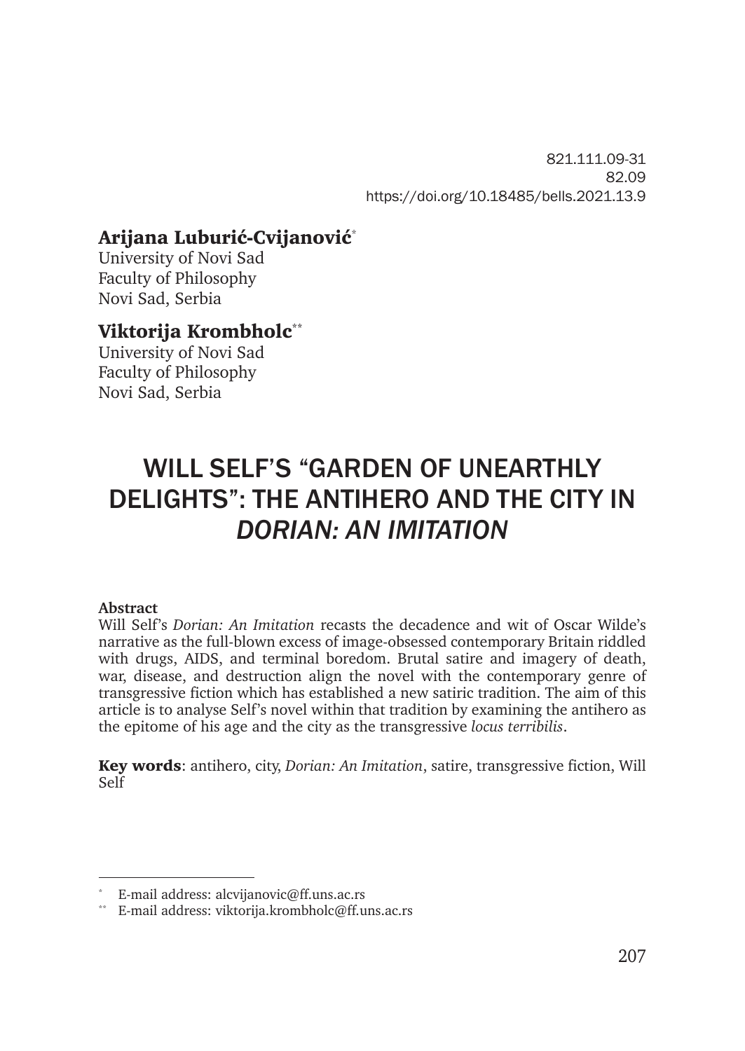821.111.09-31
82.09
https://doi.org/10.18485/bells.2021.13.9

**Arijana Luburić-Cvijanović**[*]
University of Novi Sad
Faculty of Philosophy
Novi Sad, Serbia

**Viktorija Krombholc**[**]
University of Novi Sad
Faculty of Philosophy
Novi Sad, Serbia

# WILL SELF'S "GARDEN OF UNEARTHLY DELIGHTS": THE ANTIHERO AND THE CITY IN *DORIAN: AN IMITATION*

**Abstract**
Will Self's *Dorian: An Imitation* recasts the decadence and wit of Oscar Wilde's narrative as the full-blown excess of image-obsessed contemporary Britain riddled with drugs, AIDS, and terminal boredom. Brutal satire and imagery of death, war, disease, and destruction align the novel with the contemporary genre of transgressive fiction which has established a new satiric tradition. The aim of this article is to analyse Self's novel within that tradition by examining the antihero as the epitome of his age and the city as the transgressive *locus terribilis*.

**Key words**: antihero, city, *Dorian: An Imitation*, satire, transgressive fiction, Will Self

---

[*] E-mail address: alcvijanovic@ff.uns.ac.rs
[**] E-mail address: viktorija.krombholc@ff.uns.ac.rs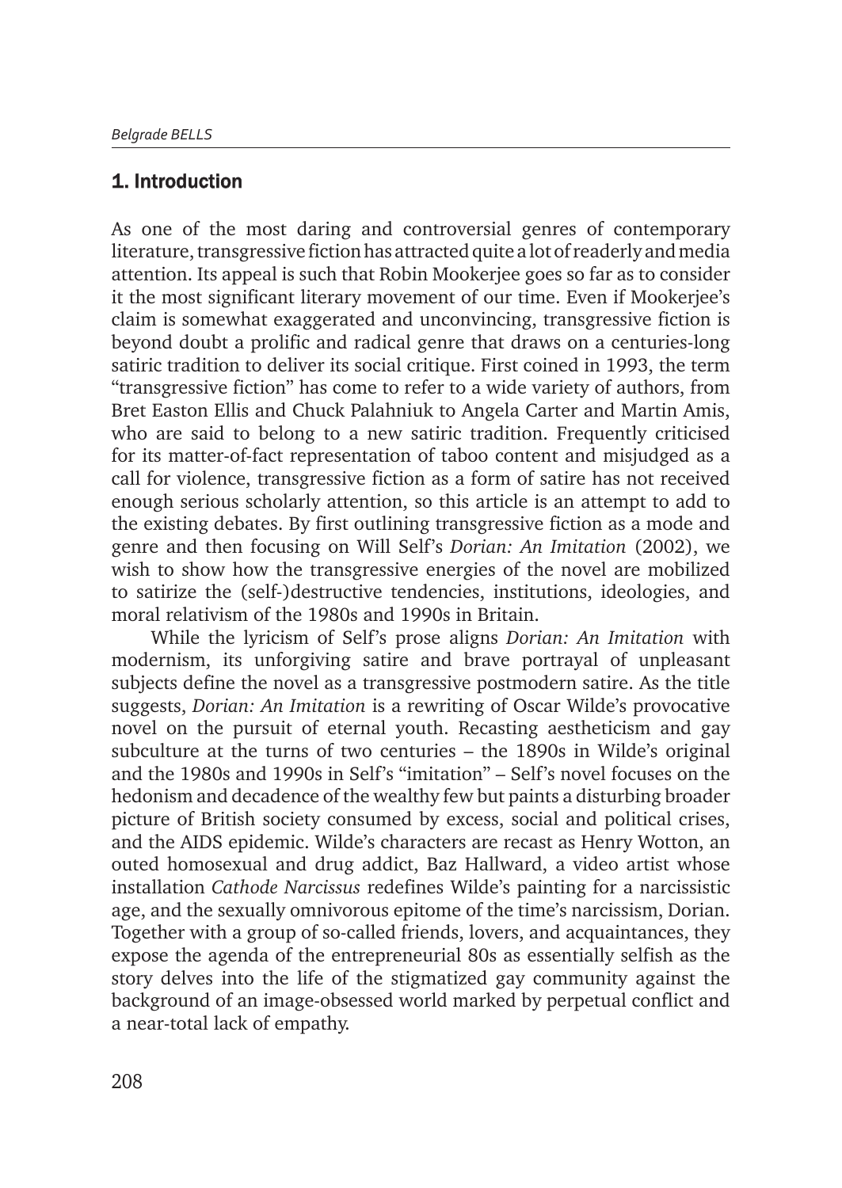## 1. Introduction

As one of the most daring and controversial genres of contemporary literature, transgressive fiction has attracted quite a lot of readerly and media attention. Its appeal is such that Robin Mookerjee goes so far as to consider it the most significant literary movement of our time. Even if Mookerjee's claim is somewhat exaggerated and unconvincing, transgressive fiction is beyond doubt a prolific and radical genre that draws on a centuries-long satiric tradition to deliver its social critique. First coined in 1993, the term "transgressive fiction" has come to refer to a wide variety of authors, from Bret Easton Ellis and Chuck Palahniuk to Angela Carter and Martin Amis, who are said to belong to a new satiric tradition. Frequently criticised for its matter-of-fact representation of taboo content and misjudged as a call for violence, transgressive fiction as a form of satire has not received enough serious scholarly attention, so this article is an attempt to add to the existing debates. By first outlining transgressive fiction as a mode and genre and then focusing on Will Self's *Dorian: An Imitation* (2002), we wish to show how the transgressive energies of the novel are mobilized to satirize the (self-)destructive tendencies, institutions, ideologies, and moral relativism of the 1980s and 1990s in Britain.

While the lyricism of Self's prose aligns *Dorian: An Imitation* with modernism, its unforgiving satire and brave portrayal of unpleasant subjects define the novel as a transgressive postmodern satire. As the title suggests, *Dorian: An Imitation* is a rewriting of Oscar Wilde's provocative novel on the pursuit of eternal youth. Recasting aestheticism and gay subculture at the turns of two centuries – the 1890s in Wilde's original and the 1980s and 1990s in Self's "imitation" – Self's novel focuses on the hedonism and decadence of the wealthy few but paints a disturbing broader picture of British society consumed by excess, social and political crises, and the AIDS epidemic. Wilde's characters are recast as Henry Wotton, an outed homosexual and drug addict, Baz Hallward, a video artist whose installation *Cathode Narcissus* redefines Wilde's painting for a narcissistic age, and the sexually omnivorous epitome of the time's narcissism, Dorian. Together with a group of so-called friends, lovers, and acquaintances, they expose the agenda of the entrepreneurial 80s as essentially selfish as the story delves into the life of the stigmatized gay community against the background of an image-obsessed world marked by perpetual conflict and a near-total lack of empathy.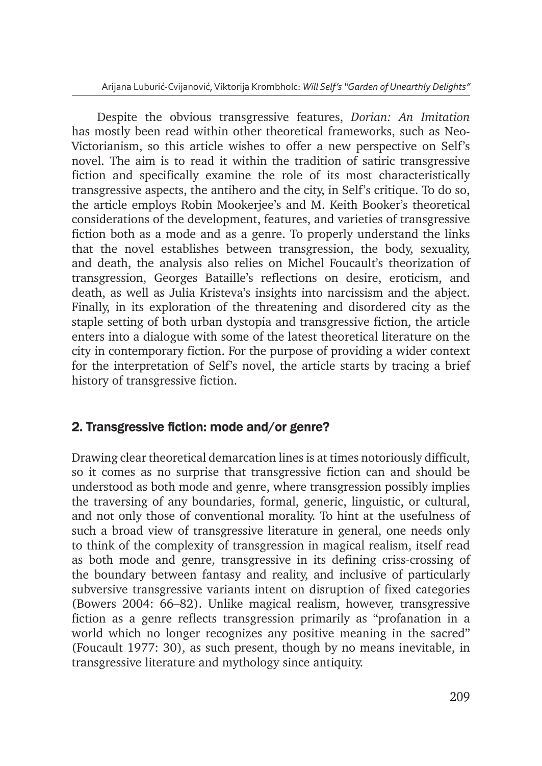Despite the obvious transgressive features, *Dorian: An Imitation* has mostly been read within other theoretical frameworks, such as Neo-Victorianism, so this article wishes to offer a new perspective on Self's novel. The aim is to read it within the tradition of satiric transgressive fiction and specifically examine the role of its most characteristically transgressive aspects, the antihero and the city, in Self's critique. To do so, the article employs Robin Mookerjee's and M. Keith Booker's theoretical considerations of the development, features, and varieties of transgressive fiction both as a mode and as a genre. To properly understand the links that the novel establishes between transgression, the body, sexuality, and death, the analysis also relies on Michel Foucault's theorization of transgression, Georges Bataille's reflections on desire, eroticism, and death, as well as Julia Kristeva's insights into narcissism and the abject. Finally, in its exploration of the threatening and disordered city as the staple setting of both urban dystopia and transgressive fiction, the article enters into a dialogue with some of the latest theoretical literature on the city in contemporary fiction. For the purpose of providing a wider context for the interpretation of Self's novel, the article starts by tracing a brief history of transgressive fiction.

## 2. Transgressive fiction: mode and/or genre?

Drawing clear theoretical demarcation lines is at times notoriously difficult, so it comes as no surprise that transgressive fiction can and should be understood as both mode and genre, where transgression possibly implies the traversing of any boundaries, formal, generic, linguistic, or cultural, and not only those of conventional morality. To hint at the usefulness of such a broad view of transgressive literature in general, one needs only to think of the complexity of transgression in magical realism, itself read as both mode and genre, transgressive in its defining criss-crossing of the boundary between fantasy and reality, and inclusive of particularly subversive transgressive variants intent on disruption of fixed categories (Bowers 2004: 66–82). Unlike magical realism, however, transgressive fiction as a genre reflects transgression primarily as "profanation in a world which no longer recognizes any positive meaning in the sacred" (Foucault 1977: 30), as such present, though by no means inevitable, in transgressive literature and mythology since antiquity.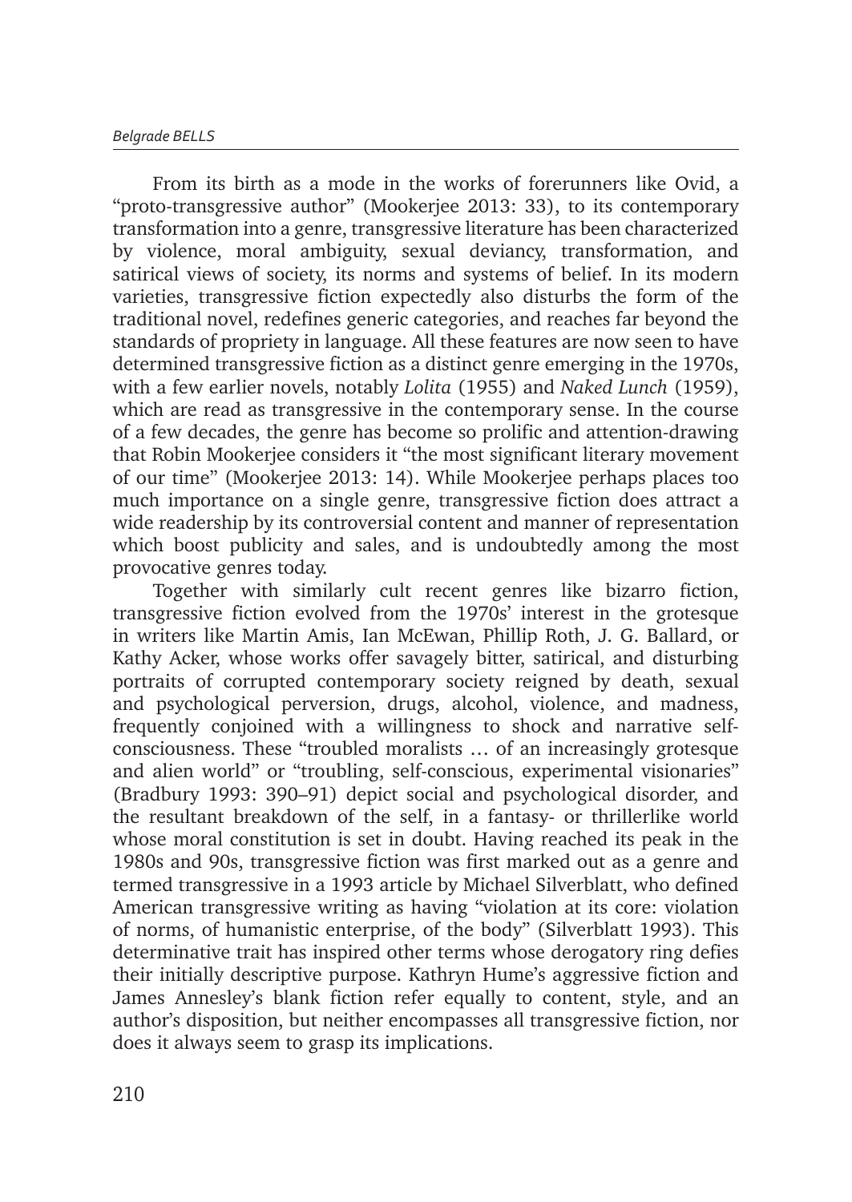From its birth as a mode in the works of forerunners like Ovid, a "proto-transgressive author" (Mookerjee 2013: 33), to its contemporary transformation into a genre, transgressive literature has been characterized by violence, moral ambiguity, sexual deviancy, transformation, and satirical views of society, its norms and systems of belief. In its modern varieties, transgressive fiction expectedly also disturbs the form of the traditional novel, redefines generic categories, and reaches far beyond the standards of propriety in language. All these features are now seen to have determined transgressive fiction as a distinct genre emerging in the 1970s, with a few earlier novels, notably *Lolita* (1955) and *Naked Lunch* (1959), which are read as transgressive in the contemporary sense. In the course of a few decades, the genre has become so prolific and attention-drawing that Robin Mookerjee considers it "the most significant literary movement of our time" (Mookerjee 2013: 14). While Mookerjee perhaps places too much importance on a single genre, transgressive fiction does attract a wide readership by its controversial content and manner of representation which boost publicity and sales, and is undoubtedly among the most provocative genres today.

Together with similarly cult recent genres like bizarro fiction, transgressive fiction evolved from the 1970s' interest in the grotesque in writers like Martin Amis, Ian McEwan, Phillip Roth, J. G. Ballard, or Kathy Acker, whose works offer savagely bitter, satirical, and disturbing portraits of corrupted contemporary society reigned by death, sexual and psychological perversion, drugs, alcohol, violence, and madness, frequently conjoined with a willingness to shock and narrative self-consciousness. These "troubled moralists … of an increasingly grotesque and alien world" or "troubling, self-conscious, experimental visionaries" (Bradbury 1993: 390–91) depict social and psychological disorder, and the resultant breakdown of the self, in a fantasy- or thrillerlike world whose moral constitution is set in doubt. Having reached its peak in the 1980s and 90s, transgressive fiction was first marked out as a genre and termed transgressive in a 1993 article by Michael Silverblatt, who defined American transgressive writing as having "violation at its core: violation of norms, of humanistic enterprise, of the body" (Silverblatt 1993). This determinative trait has inspired other terms whose derogatory ring defies their initially descriptive purpose. Kathryn Hume's aggressive fiction and James Annesley's blank fiction refer equally to content, style, and an author's disposition, but neither encompasses all transgressive fiction, nor does it always seem to grasp its implications.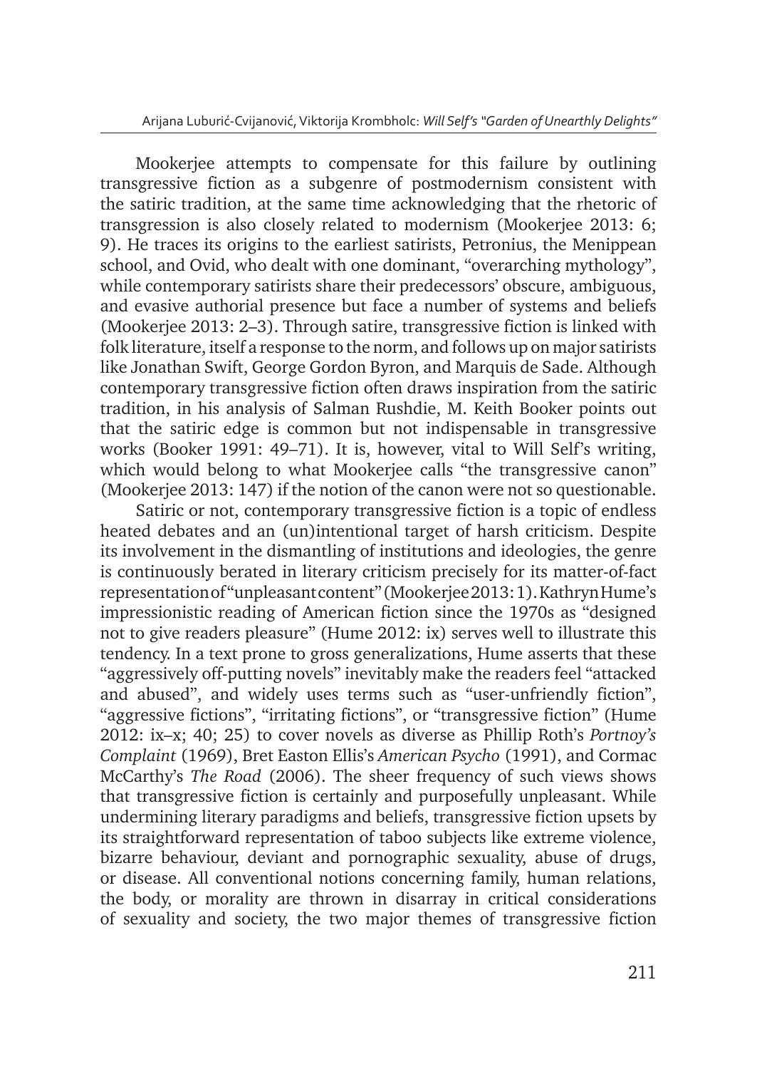Mookerjee attempts to compensate for this failure by outlining transgressive fiction as a subgenre of postmodernism consistent with the satiric tradition, at the same time acknowledging that the rhetoric of transgression is also closely related to modernism (Mookerjee 2013: 6; 9). He traces its origins to the earliest satirists, Petronius, the Menippean school, and Ovid, who dealt with one dominant, "overarching mythology", while contemporary satirists share their predecessors' obscure, ambiguous, and evasive authorial presence but face a number of systems and beliefs (Mookerjee 2013: 2–3). Through satire, transgressive fiction is linked with folk literature, itself a response to the norm, and follows up on major satirists like Jonathan Swift, George Gordon Byron, and Marquis de Sade. Although contemporary transgressive fiction often draws inspiration from the satiric tradition, in his analysis of Salman Rushdie, M. Keith Booker points out that the satiric edge is common but not indispensable in transgressive works (Booker 1991: 49–71). It is, however, vital to Will Self's writing, which would belong to what Mookerjee calls "the transgressive canon" (Mookerjee 2013: 147) if the notion of the canon were not so questionable.

Satiric or not, contemporary transgressive fiction is a topic of endless heated debates and an (un)intentional target of harsh criticism. Despite its involvement in the dismantling of institutions and ideologies, the genre is continuously berated in literary criticism precisely for its matter-of-fact representation of "unpleasant content" (Mookerjee 2013: 1). Kathryn Hume's impressionistic reading of American fiction since the 1970s as "designed not to give readers pleasure" (Hume 2012: ix) serves well to illustrate this tendency. In a text prone to gross generalizations, Hume asserts that these "aggressively off-putting novels" inevitably make the readers feel "attacked and abused", and widely uses terms such as "user-unfriendly fiction", "aggressive fictions", "irritating fictions", or "transgressive fiction" (Hume 2012: ix–x; 40; 25) to cover novels as diverse as Phillip Roth's *Portnoy's Complaint* (1969), Bret Easton Ellis's *American Psycho* (1991), and Cormac McCarthy's *The Road* (2006). The sheer frequency of such views shows that transgressive fiction is certainly and purposefully unpleasant. While undermining literary paradigms and beliefs, transgressive fiction upsets by its straightforward representation of taboo subjects like extreme violence, bizarre behaviour, deviant and pornographic sexuality, abuse of drugs, or disease. All conventional notions concerning family, human relations, the body, or morality are thrown in disarray in critical considerations of sexuality and society, the two major themes of transgressive fiction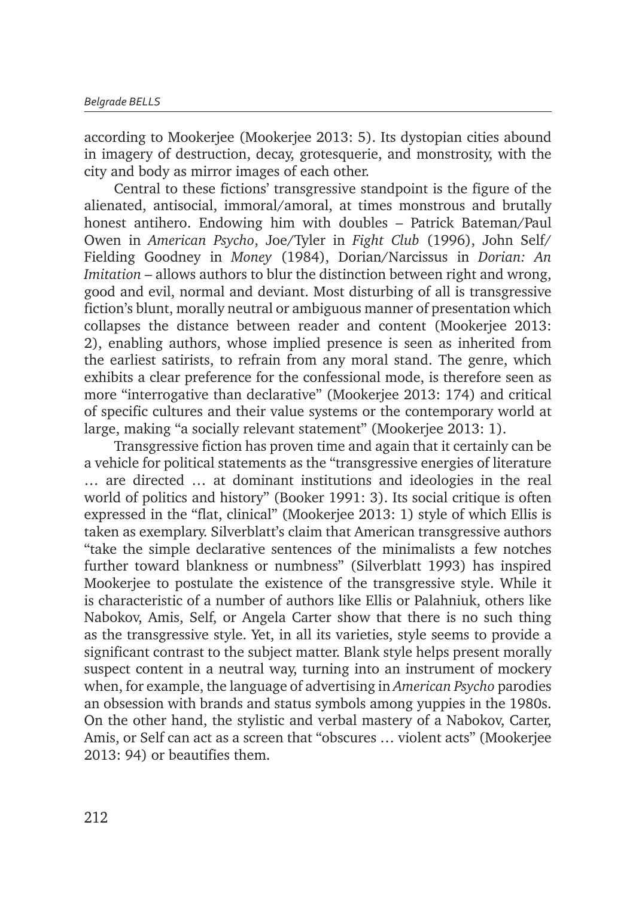according to Mookerjee (Mookerjee 2013: 5). Its dystopian cities abound in imagery of destruction, decay, grotesquerie, and monstrosity, with the city and body as mirror images of each other.

Central to these fictions' transgressive standpoint is the figure of the alienated, antisocial, immoral/amoral, at times monstrous and brutally honest antihero. Endowing him with doubles – Patrick Bateman/Paul Owen in *American Psycho*, Joe/Tyler in *Fight Club* (1996), John Self/Fielding Goodney in *Money* (1984), Dorian/Narcissus in *Dorian: An Imitation* – allows authors to blur the distinction between right and wrong, good and evil, normal and deviant. Most disturbing of all is transgressive fiction's blunt, morally neutral or ambiguous manner of presentation which collapses the distance between reader and content (Mookerjee 2013: 2), enabling authors, whose implied presence is seen as inherited from the earliest satirists, to refrain from any moral stand. The genre, which exhibits a clear preference for the confessional mode, is therefore seen as more "interrogative than declarative" (Mookerjee 2013: 174) and critical of specific cultures and their value systems or the contemporary world at large, making "a socially relevant statement" (Mookerjee 2013: 1).

Transgressive fiction has proven time and again that it certainly can be a vehicle for political statements as the "transgressive energies of literature … are directed … at dominant institutions and ideologies in the real world of politics and history" (Booker 1991: 3). Its social critique is often expressed in the "flat, clinical" (Mookerjee 2013: 1) style of which Ellis is taken as exemplary. Silverblatt's claim that American transgressive authors "take the simple declarative sentences of the minimalists a few notches further toward blankness or numbness" (Silverblatt 1993) has inspired Mookerjee to postulate the existence of the transgressive style. While it is characteristic of a number of authors like Ellis or Palahniuk, others like Nabokov, Amis, Self, or Angela Carter show that there is no such thing as the transgressive style. Yet, in all its varieties, style seems to provide a significant contrast to the subject matter. Blank style helps present morally suspect content in a neutral way, turning into an instrument of mockery when, for example, the language of advertising in *American Psycho* parodies an obsession with brands and status symbols among yuppies in the 1980s. On the other hand, the stylistic and verbal mastery of a Nabokov, Carter, Amis, or Self can act as a screen that "obscures … violent acts" (Mookerjee 2013: 94) or beautifies them.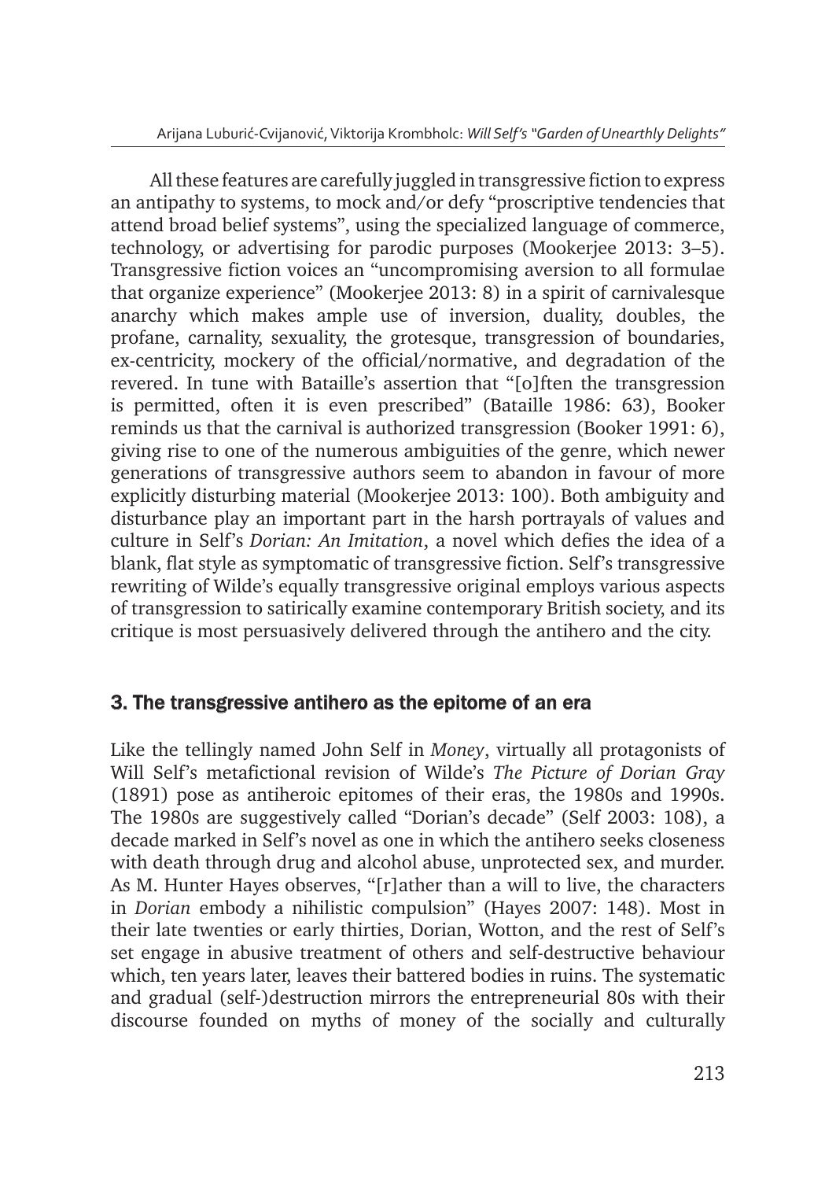All these features are carefully juggled in transgressive fiction to express an antipathy to systems, to mock and/or defy "proscriptive tendencies that attend broad belief systems", using the specialized language of commerce, technology, or advertising for parodic purposes (Mookerjee 2013: 3–5). Transgressive fiction voices an "uncompromising aversion to all formulae that organize experience" (Mookerjee 2013: 8) in a spirit of carnivalesque anarchy which makes ample use of inversion, duality, doubles, the profane, carnality, sexuality, the grotesque, transgression of boundaries, ex-centricity, mockery of the official/normative, and degradation of the revered. In tune with Bataille's assertion that "[o]ften the transgression is permitted, often it is even prescribed" (Bataille 1986: 63), Booker reminds us that the carnival is authorized transgression (Booker 1991: 6), giving rise to one of the numerous ambiguities of the genre, which newer generations of transgressive authors seem to abandon in favour of more explicitly disturbing material (Mookerjee 2013: 100). Both ambiguity and disturbance play an important part in the harsh portrayals of values and culture in Self's *Dorian: An Imitation*, a novel which defies the idea of a blank, flat style as symptomatic of transgressive fiction. Self's transgressive rewriting of Wilde's equally transgressive original employs various aspects of transgression to satirically examine contemporary British society, and its critique is most persuasively delivered through the antihero and the city.

## 3. The transgressive antihero as the epitome of an era

Like the tellingly named John Self in *Money*, virtually all protagonists of Will Self's metafictional revision of Wilde's *The Picture of Dorian Gray* (1891) pose as antiheroic epitomes of their eras, the 1980s and 1990s. The 1980s are suggestively called "Dorian's decade" (Self 2003: 108), a decade marked in Self's novel as one in which the antihero seeks closeness with death through drug and alcohol abuse, unprotected sex, and murder. As M. Hunter Hayes observes, "[r]ather than a will to live, the characters in *Dorian* embody a nihilistic compulsion" (Hayes 2007: 148). Most in their late twenties or early thirties, Dorian, Wotton, and the rest of Self's set engage in abusive treatment of others and self-destructive behaviour which, ten years later, leaves their battered bodies in ruins. The systematic and gradual (self-)destruction mirrors the entrepreneurial 80s with their discourse founded on myths of money of the socially and culturally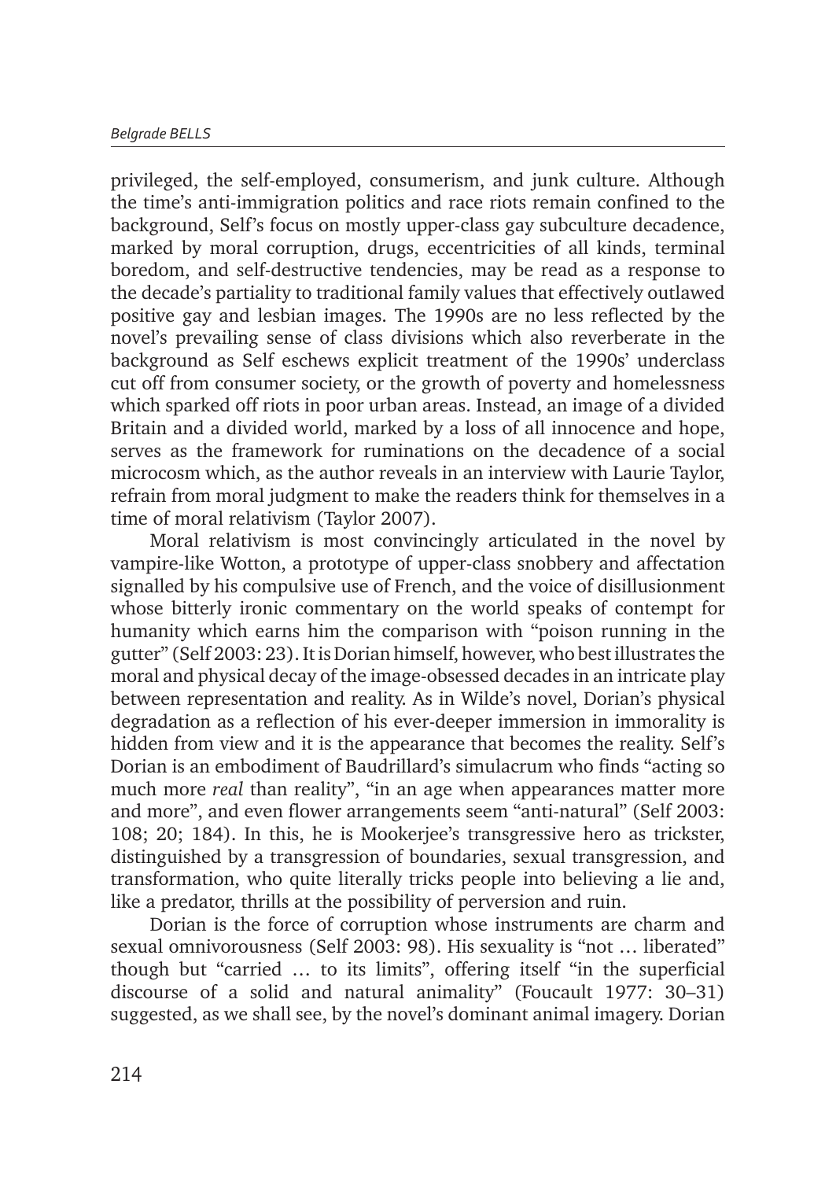privileged, the self-employed, consumerism, and junk culture. Although the time's anti-immigration politics and race riots remain confined to the background, Self's focus on mostly upper-class gay subculture decadence, marked by moral corruption, drugs, eccentricities of all kinds, terminal boredom, and self-destructive tendencies, may be read as a response to the decade's partiality to traditional family values that effectively outlawed positive gay and lesbian images. The 1990s are no less reflected by the novel's prevailing sense of class divisions which also reverberate in the background as Self eschews explicit treatment of the 1990s' underclass cut off from consumer society, or the growth of poverty and homelessness which sparked off riots in poor urban areas. Instead, an image of a divided Britain and a divided world, marked by a loss of all innocence and hope, serves as the framework for ruminations on the decadence of a social microcosm which, as the author reveals in an interview with Laurie Taylor, refrain from moral judgment to make the readers think for themselves in a time of moral relativism (Taylor 2007).

Moral relativism is most convincingly articulated in the novel by vampire-like Wotton, a prototype of upper-class snobbery and affectation signalled by his compulsive use of French, and the voice of disillusionment whose bitterly ironic commentary on the world speaks of contempt for humanity which earns him the comparison with "poison running in the gutter" (Self 2003: 23). It is Dorian himself, however, who best illustrates the moral and physical decay of the image-obsessed decades in an intricate play between representation and reality. As in Wilde's novel, Dorian's physical degradation as a reflection of his ever-deeper immersion in immorality is hidden from view and it is the appearance that becomes the reality. Self's Dorian is an embodiment of Baudrillard's simulacrum who finds "acting so much more *real* than reality", "in an age when appearances matter more and more", and even flower arrangements seem "anti-natural" (Self 2003: 108; 20; 184). In this, he is Mookerjee's transgressive hero as trickster, distinguished by a transgression of boundaries, sexual transgression, and transformation, who quite literally tricks people into believing a lie and, like a predator, thrills at the possibility of perversion and ruin.

Dorian is the force of corruption whose instruments are charm and sexual omnivorousness (Self 2003: 98). His sexuality is "not … liberated" though but "carried … to its limits", offering itself "in the superficial discourse of a solid and natural animality" (Foucault 1977: 30–31) suggested, as we shall see, by the novel's dominant animal imagery. Dorian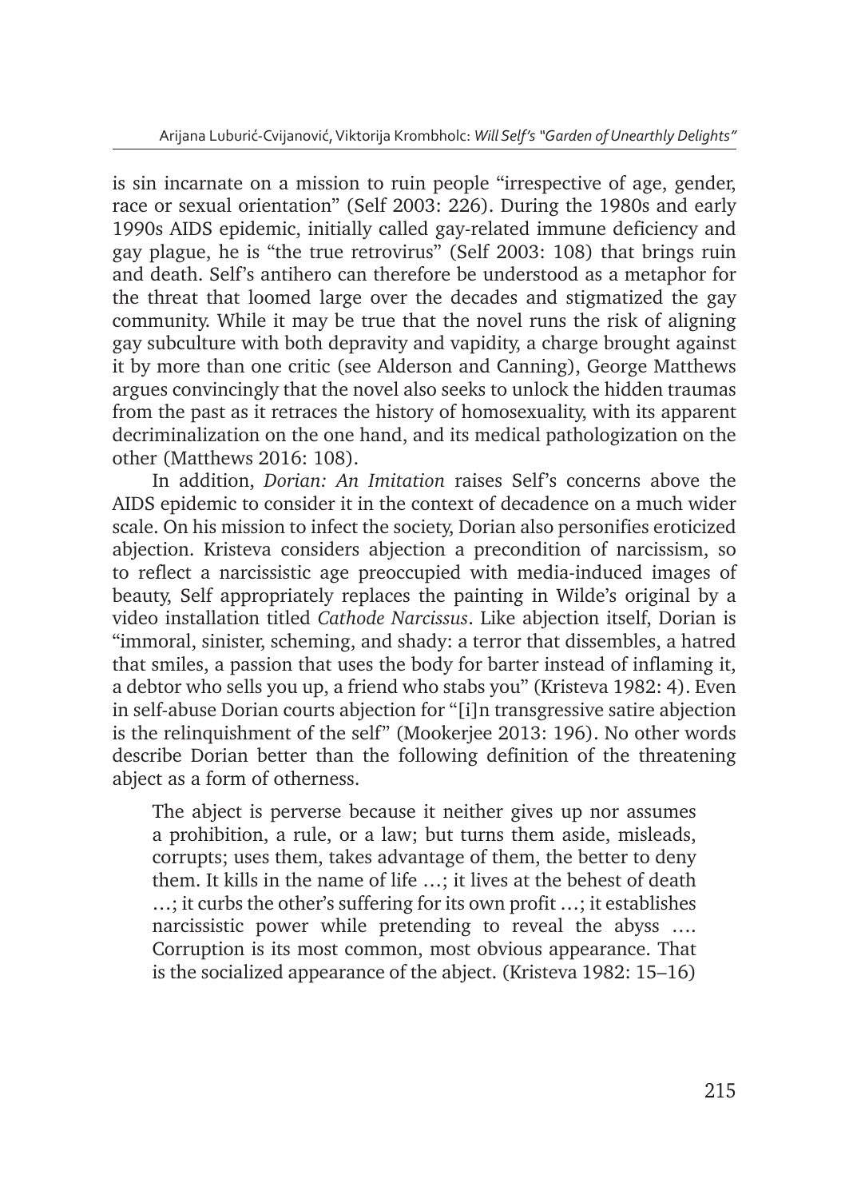is sin incarnate on a mission to ruin people "irrespective of age, gender, race or sexual orientation" (Self 2003: 226). During the 1980s and early 1990s AIDS epidemic, initially called gay-related immune deficiency and gay plague, he is "the true retrovirus" (Self 2003: 108) that brings ruin and death. Self's antihero can therefore be understood as a metaphor for the threat that loomed large over the decades and stigmatized the gay community. While it may be true that the novel runs the risk of aligning gay subculture with both depravity and vapidity, a charge brought against it by more than one critic (see Alderson and Canning), George Matthews argues convincingly that the novel also seeks to unlock the hidden traumas from the past as it retraces the history of homosexuality, with its apparent decriminalization on the one hand, and its medical pathologization on the other (Matthews 2016: 108).

In addition, *Dorian: An Imitation* raises Self's concerns above the AIDS epidemic to consider it in the context of decadence on a much wider scale. On his mission to infect the society, Dorian also personifies eroticized abjection. Kristeva considers abjection a precondition of narcissism, so to reflect a narcissistic age preoccupied with media-induced images of beauty, Self appropriately replaces the painting in Wilde's original by a video installation titled *Cathode Narcissus*. Like abjection itself, Dorian is "immoral, sinister, scheming, and shady: a terror that dissembles, a hatred that smiles, a passion that uses the body for barter instead of inflaming it, a debtor who sells you up, a friend who stabs you" (Kristeva 1982: 4). Even in self-abuse Dorian courts abjection for "[i]n transgressive satire abjection is the relinquishment of the self" (Mookerjee 2013: 196). No other words describe Dorian better than the following definition of the threatening abject as a form of otherness.

> The abject is perverse because it neither gives up nor assumes a prohibition, a rule, or a law; but turns them aside, misleads, corrupts; uses them, takes advantage of them, the better to deny them. It kills in the name of life …; it lives at the behest of death …; it curbs the other's suffering for its own profit …; it establishes narcissistic power while pretending to reveal the abyss …. Corruption is its most common, most obvious appearance. That is the socialized appearance of the abject. (Kristeva 1982: 15–16)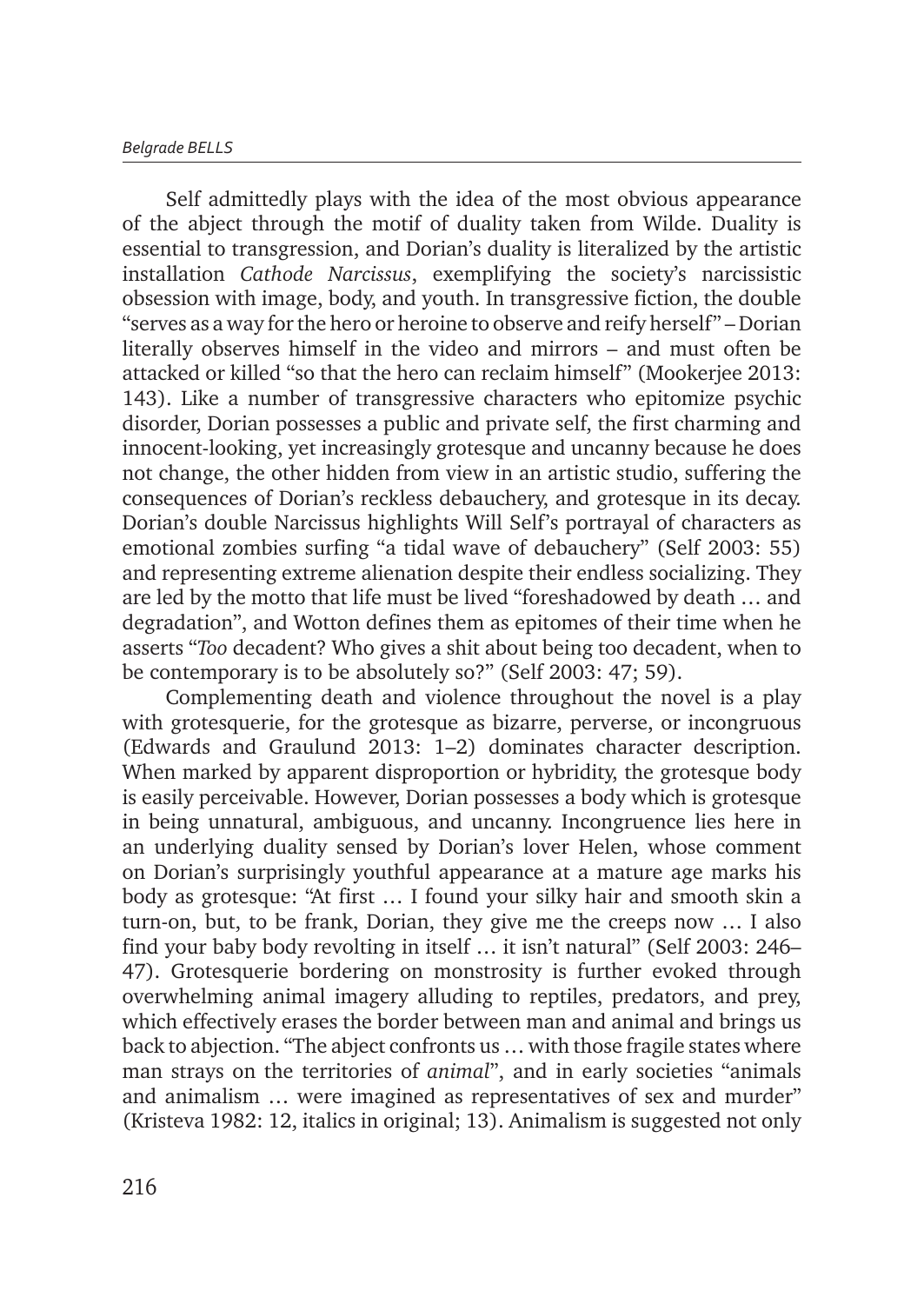Self admittedly plays with the idea of the most obvious appearance of the abject through the motif of duality taken from Wilde. Duality is essential to transgression, and Dorian's duality is literalized by the artistic installation *Cathode Narcissus*, exemplifying the society's narcissistic obsession with image, body, and youth. In transgressive fiction, the double "serves as a way for the hero or heroine to observe and reify herself" – Dorian literally observes himself in the video and mirrors – and must often be attacked or killed "so that the hero can reclaim himself" (Mookerjee 2013: 143). Like a number of transgressive characters who epitomize psychic disorder, Dorian possesses a public and private self, the first charming and innocent-looking, yet increasingly grotesque and uncanny because he does not change, the other hidden from view in an artistic studio, suffering the consequences of Dorian's reckless debauchery, and grotesque in its decay. Dorian's double Narcissus highlights Will Self's portrayal of characters as emotional zombies surfing "a tidal wave of debauchery" (Self 2003: 55) and representing extreme alienation despite their endless socializing. They are led by the motto that life must be lived "foreshadowed by death … and degradation", and Wotton defines them as epitomes of their time when he asserts "*Too* decadent? Who gives a shit about being too decadent, when to be contemporary is to be absolutely so?" (Self 2003: 47; 59).

Complementing death and violence throughout the novel is a play with grotesquerie, for the grotesque as bizarre, perverse, or incongruous (Edwards and Graulund 2013: 1–2) dominates character description. When marked by apparent disproportion or hybridity, the grotesque body is easily perceivable. However, Dorian possesses a body which is grotesque in being unnatural, ambiguous, and uncanny. Incongruence lies here in an underlying duality sensed by Dorian's lover Helen, whose comment on Dorian's surprisingly youthful appearance at a mature age marks his body as grotesque: "At first … I found your silky hair and smooth skin a turn-on, but, to be frank, Dorian, they give me the creeps now … I also find your baby body revolting in itself … it isn't natural" (Self 2003: 246–47). Grotesquerie bordering on monstrosity is further evoked through overwhelming animal imagery alluding to reptiles, predators, and prey, which effectively erases the border between man and animal and brings us back to abjection. "The abject confronts us … with those fragile states where man strays on the territories of *animal*", and in early societies "animals and animalism … were imagined as representatives of sex and murder" (Kristeva 1982: 12, italics in original; 13). Animalism is suggested not only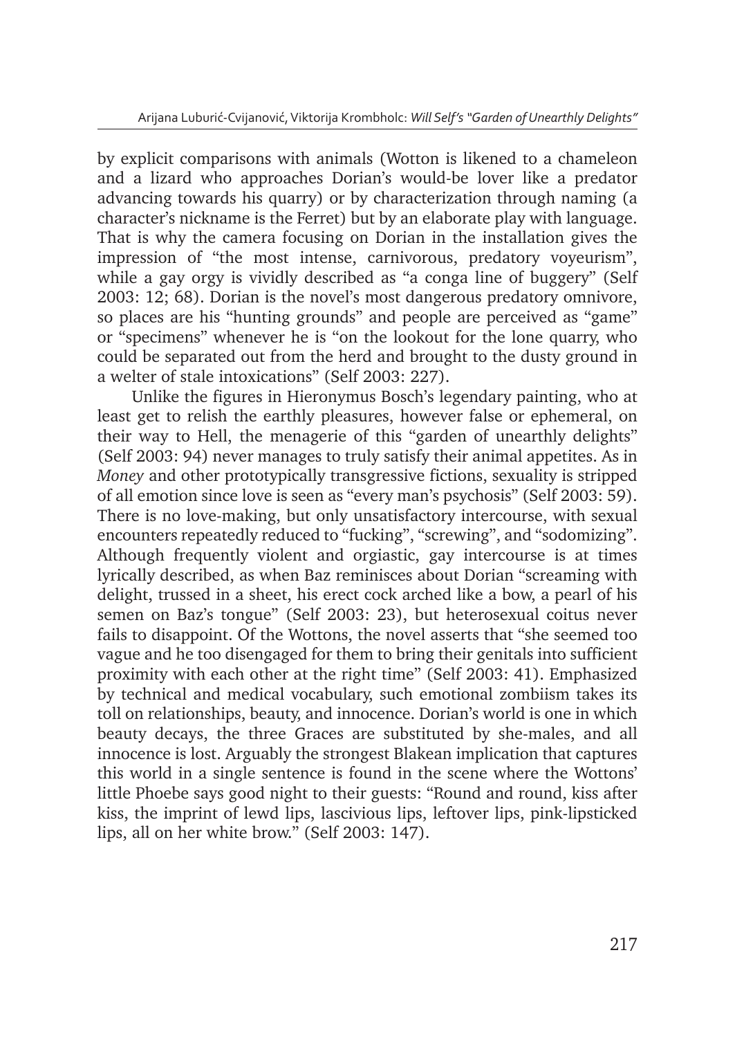by explicit comparisons with animals (Wotton is likened to a chameleon and a lizard who approaches Dorian's would-be lover like a predator advancing towards his quarry) or by characterization through naming (a character's nickname is the Ferret) but by an elaborate play with language. That is why the camera focusing on Dorian in the installation gives the impression of "the most intense, carnivorous, predatory voyeurism", while a gay orgy is vividly described as "a conga line of buggery" (Self 2003: 12; 68). Dorian is the novel's most dangerous predatory omnivore, so places are his "hunting grounds" and people are perceived as "game" or "specimens" whenever he is "on the lookout for the lone quarry, who could be separated out from the herd and brought to the dusty ground in a welter of stale intoxications" (Self 2003: 227).

Unlike the figures in Hieronymus Bosch's legendary painting, who at least get to relish the earthly pleasures, however false or ephemeral, on their way to Hell, the menagerie of this "garden of unearthly delights" (Self 2003: 94) never manages to truly satisfy their animal appetites. As in *Money* and other prototypically transgressive fictions, sexuality is stripped of all emotion since love is seen as "every man's psychosis" (Self 2003: 59). There is no love-making, but only unsatisfactory intercourse, with sexual encounters repeatedly reduced to "fucking", "screwing", and "sodomizing". Although frequently violent and orgiastic, gay intercourse is at times lyrically described, as when Baz reminisces about Dorian "screaming with delight, trussed in a sheet, his erect cock arched like a bow, a pearl of his semen on Baz's tongue" (Self 2003: 23), but heterosexual coitus never fails to disappoint. Of the Wottons, the novel asserts that "she seemed too vague and he too disengaged for them to bring their genitals into sufficient proximity with each other at the right time" (Self 2003: 41). Emphasized by technical and medical vocabulary, such emotional zombiism takes its toll on relationships, beauty, and innocence. Dorian's world is one in which beauty decays, the three Graces are substituted by she-males, and all innocence is lost. Arguably the strongest Blakean implication that captures this world in a single sentence is found in the scene where the Wottons' little Phoebe says good night to their guests: "Round and round, kiss after kiss, the imprint of lewd lips, lascivious lips, leftover lips, pink-lipsticked lips, all on her white brow." (Self 2003: 147).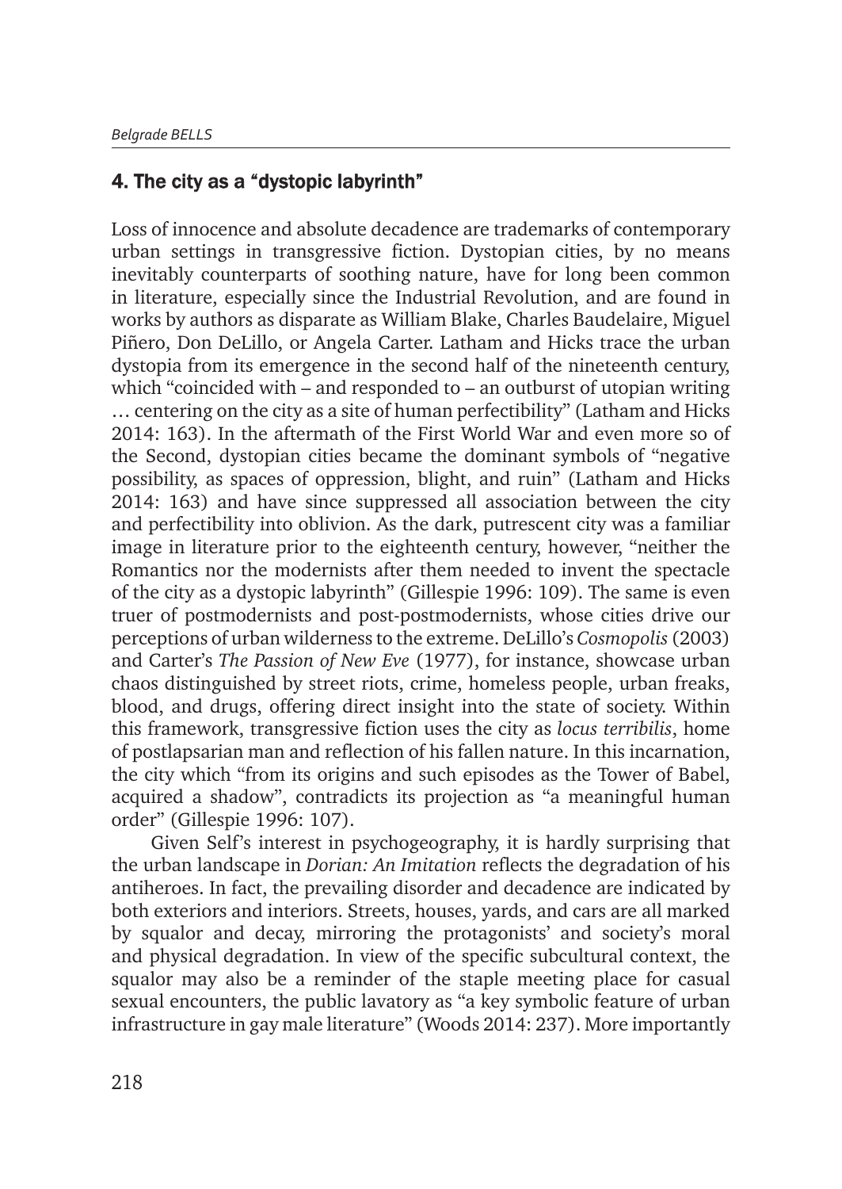## 4. The city as a "dystopic labyrinth"

Loss of innocence and absolute decadence are trademarks of contemporary urban settings in transgressive fiction. Dystopian cities, by no means inevitably counterparts of soothing nature, have for long been common in literature, especially since the Industrial Revolution, and are found in works by authors as disparate as William Blake, Charles Baudelaire, Miguel Piñero, Don DeLillo, or Angela Carter. Latham and Hicks trace the urban dystopia from its emergence in the second half of the nineteenth century, which "coincided with – and responded to – an outburst of utopian writing … centering on the city as a site of human perfectibility" (Latham and Hicks 2014: 163). In the aftermath of the First World War and even more so of the Second, dystopian cities became the dominant symbols of "negative possibility, as spaces of oppression, blight, and ruin" (Latham and Hicks 2014: 163) and have since suppressed all association between the city and perfectibility into oblivion. As the dark, putrescent city was a familiar image in literature prior to the eighteenth century, however, "neither the Romantics nor the modernists after them needed to invent the spectacle of the city as a dystopic labyrinth" (Gillespie 1996: 109). The same is even truer of postmodernists and post-postmodernists, whose cities drive our perceptions of urban wilderness to the extreme. DeLillo's *Cosmopolis* (2003) and Carter's *The Passion of New Eve* (1977), for instance, showcase urban chaos distinguished by street riots, crime, homeless people, urban freaks, blood, and drugs, offering direct insight into the state of society. Within this framework, transgressive fiction uses the city as *locus terribilis*, home of postlapsarian man and reflection of his fallen nature. In this incarnation, the city which "from its origins and such episodes as the Tower of Babel, acquired a shadow", contradicts its projection as "a meaningful human order" (Gillespie 1996: 107).

Given Self's interest in psychogeography, it is hardly surprising that the urban landscape in *Dorian: An Imitation* reflects the degradation of his antiheroes. In fact, the prevailing disorder and decadence are indicated by both exteriors and interiors. Streets, houses, yards, and cars are all marked by squalor and decay, mirroring the protagonists' and society's moral and physical degradation. In view of the specific subcultural context, the squalor may also be a reminder of the staple meeting place for casual sexual encounters, the public lavatory as "a key symbolic feature of urban infrastructure in gay male literature" (Woods 2014: 237). More importantly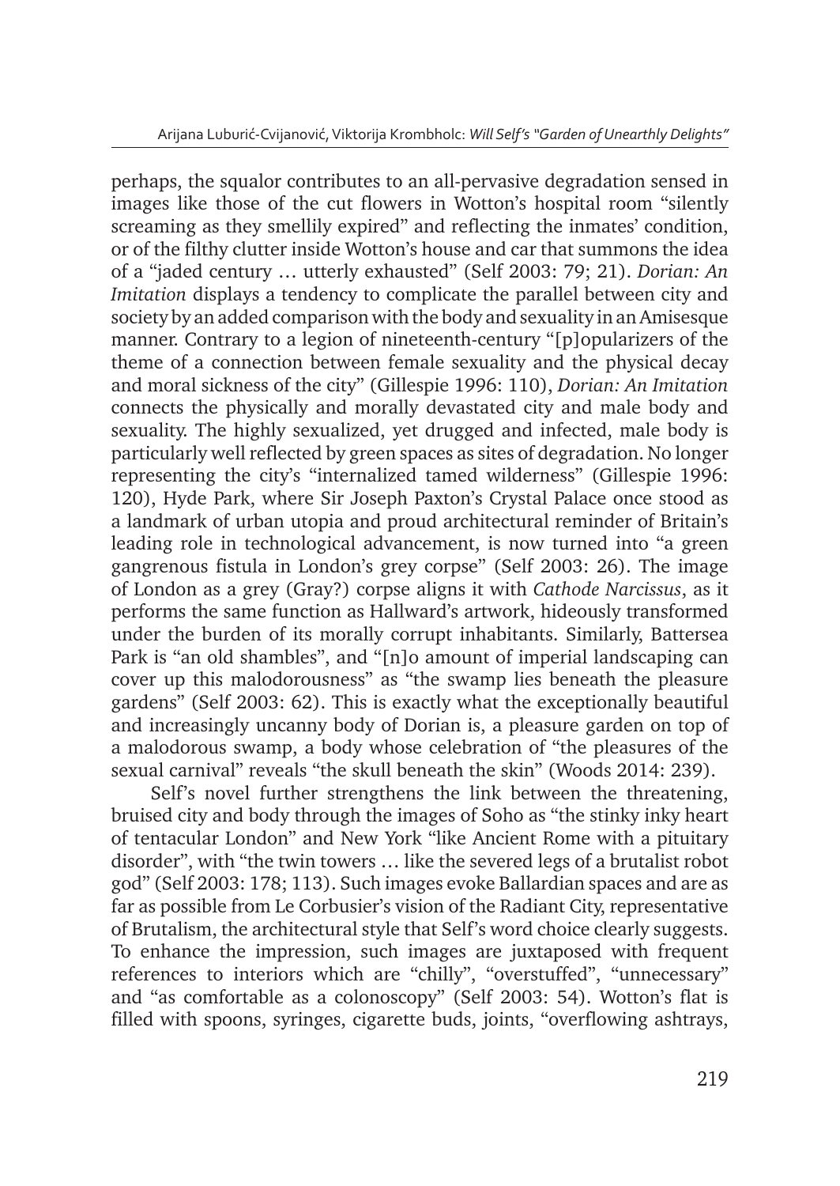perhaps, the squalor contributes to an all-pervasive degradation sensed in images like those of the cut flowers in Wotton's hospital room "silently screaming as they smellily expired" and reflecting the inmates' condition, or of the filthy clutter inside Wotton's house and car that summons the idea of a "jaded century … utterly exhausted" (Self 2003: 79; 21). *Dorian: An Imitation* displays a tendency to complicate the parallel between city and society by an added comparison with the body and sexuality in an Amisesque manner. Contrary to a legion of nineteenth-century "[p]opularizers of the theme of a connection between female sexuality and the physical decay and moral sickness of the city" (Gillespie 1996: 110), *Dorian: An Imitation* connects the physically and morally devastated city and male body and sexuality. The highly sexualized, yet drugged and infected, male body is particularly well reflected by green spaces as sites of degradation. No longer representing the city's "internalized tamed wilderness" (Gillespie 1996: 120), Hyde Park, where Sir Joseph Paxton's Crystal Palace once stood as a landmark of urban utopia and proud architectural reminder of Britain's leading role in technological advancement, is now turned into "a green gangrenous fistula in London's grey corpse" (Self 2003: 26). The image of London as a grey (Gray?) corpse aligns it with *Cathode Narcissus*, as it performs the same function as Hallward's artwork, hideously transformed under the burden of its morally corrupt inhabitants. Similarly, Battersea Park is "an old shambles", and "[n]o amount of imperial landscaping can cover up this malodorousness" as "the swamp lies beneath the pleasure gardens" (Self 2003: 62). This is exactly what the exceptionally beautiful and increasingly uncanny body of Dorian is, a pleasure garden on top of a malodorous swamp, a body whose celebration of "the pleasures of the sexual carnival" reveals "the skull beneath the skin" (Woods 2014: 239).

Self's novel further strengthens the link between the threatening, bruised city and body through the images of Soho as "the stinky inky heart of tentacular London" and New York "like Ancient Rome with a pituitary disorder", with "the twin towers … like the severed legs of a brutalist robot god" (Self 2003: 178; 113). Such images evoke Ballardian spaces and are as far as possible from Le Corbusier's vision of the Radiant City, representative of Brutalism, the architectural style that Self's word choice clearly suggests. To enhance the impression, such images are juxtaposed with frequent references to interiors which are "chilly", "overstuffed", "unnecessary" and "as comfortable as a colonoscopy" (Self 2003: 54). Wotton's flat is filled with spoons, syringes, cigarette buds, joints, "overflowing ashtrays,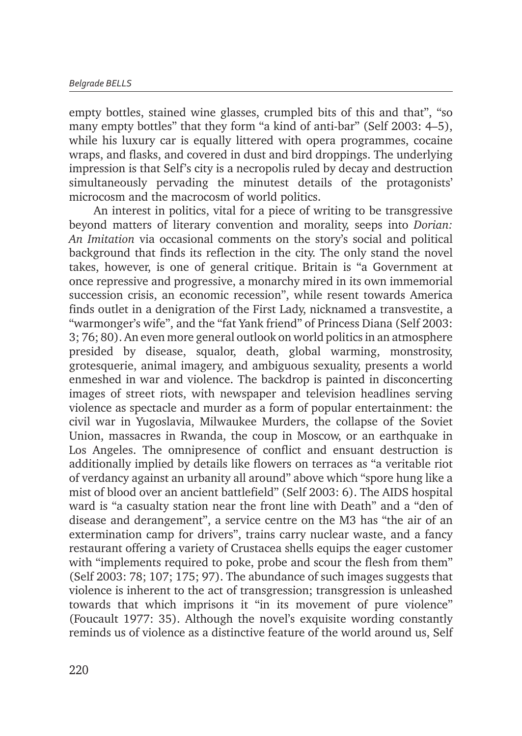empty bottles, stained wine glasses, crumpled bits of this and that", "so many empty bottles" that they form "a kind of anti-bar" (Self 2003: 4–5), while his luxury car is equally littered with opera programmes, cocaine wraps, and flasks, and covered in dust and bird droppings. The underlying impression is that Self's city is a necropolis ruled by decay and destruction simultaneously pervading the minutest details of the protagonists' microcosm and the macrocosm of world politics.

An interest in politics, vital for a piece of writing to be transgressive beyond matters of literary convention and morality, seeps into *Dorian: An Imitation* via occasional comments on the story's social and political background that finds its reflection in the city. The only stand the novel takes, however, is one of general critique. Britain is "a Government at once repressive and progressive, a monarchy mired in its own immemorial succession crisis, an economic recession", while resent towards America finds outlet in a denigration of the First Lady, nicknamed a transvestite, a "warmonger's wife", and the "fat Yank friend" of Princess Diana (Self 2003: 3; 76; 80). An even more general outlook on world politics in an atmosphere presided by disease, squalor, death, global warming, monstrosity, grotesquerie, animal imagery, and ambiguous sexuality, presents a world enmeshed in war and violence. The backdrop is painted in disconcerting images of street riots, with newspaper and television headlines serving violence as spectacle and murder as a form of popular entertainment: the civil war in Yugoslavia, Milwaukee Murders, the collapse of the Soviet Union, massacres in Rwanda, the coup in Moscow, or an earthquake in Los Angeles. The omnipresence of conflict and ensuant destruction is additionally implied by details like flowers on terraces as "a veritable riot of verdancy against an urbanity all around" above which "spore hung like a mist of blood over an ancient battlefield" (Self 2003: 6). The AIDS hospital ward is "a casualty station near the front line with Death" and a "den of disease and derangement", a service centre on the M3 has "the air of an extermination camp for drivers", trains carry nuclear waste, and a fancy restaurant offering a variety of Crustacea shells equips the eager customer with "implements required to poke, probe and scour the flesh from them" (Self 2003: 78; 107; 175; 97). The abundance of such images suggests that violence is inherent to the act of transgression; transgression is unleashed towards that which imprisons it "in its movement of pure violence" (Foucault 1977: 35). Although the novel's exquisite wording constantly reminds us of violence as a distinctive feature of the world around us, Self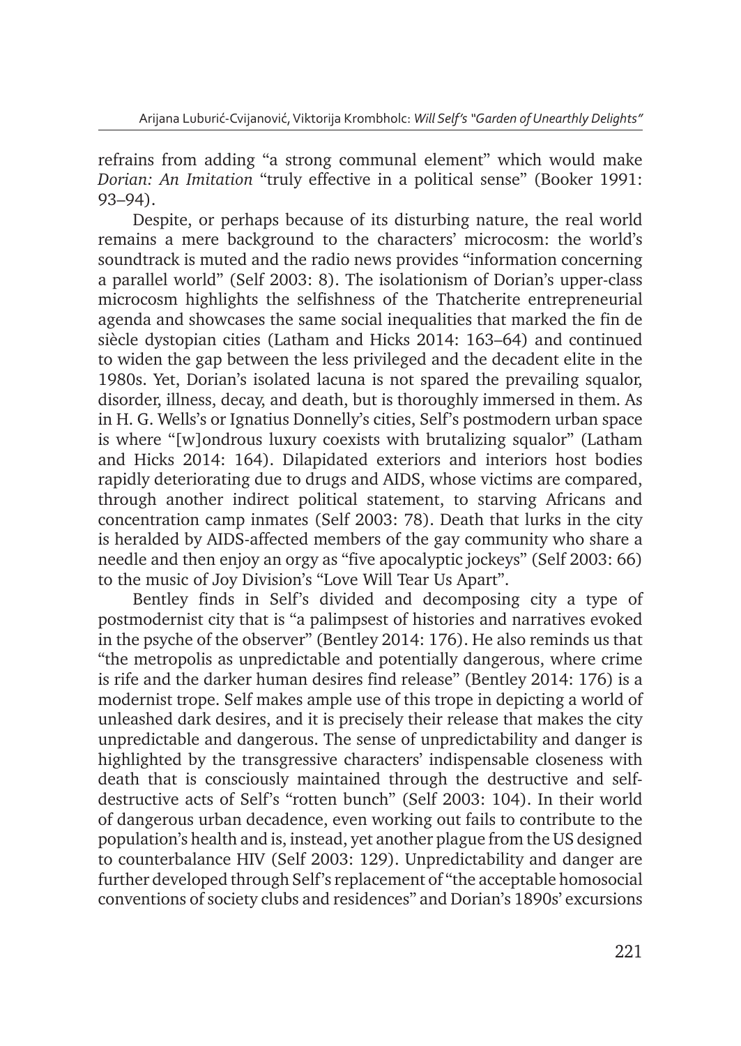refrains from adding "a strong communal element" which would make *Dorian: An Imitation* "truly effective in a political sense" (Booker 1991: 93–94).

Despite, or perhaps because of its disturbing nature, the real world remains a mere background to the characters' microcosm: the world's soundtrack is muted and the radio news provides "information concerning a parallel world" (Self 2003: 8). The isolationism of Dorian's upper-class microcosm highlights the selfishness of the Thatcherite entrepreneurial agenda and showcases the same social inequalities that marked the fin de siècle dystopian cities (Latham and Hicks 2014: 163–64) and continued to widen the gap between the less privileged and the decadent elite in the 1980s. Yet, Dorian's isolated lacuna is not spared the prevailing squalor, disorder, illness, decay, and death, but is thoroughly immersed in them. As in H. G. Wells's or Ignatius Donnelly's cities, Self's postmodern urban space is where "[w]ondrous luxury coexists with brutalizing squalor" (Latham and Hicks 2014: 164). Dilapidated exteriors and interiors host bodies rapidly deteriorating due to drugs and AIDS, whose victims are compared, through another indirect political statement, to starving Africans and concentration camp inmates (Self 2003: 78). Death that lurks in the city is heralded by AIDS-affected members of the gay community who share a needle and then enjoy an orgy as "five apocalyptic jockeys" (Self 2003: 66) to the music of Joy Division's "Love Will Tear Us Apart".

Bentley finds in Self's divided and decomposing city a type of postmodernist city that is "a palimpsest of histories and narratives evoked in the psyche of the observer" (Bentley 2014: 176). He also reminds us that "the metropolis as unpredictable and potentially dangerous, where crime is rife and the darker human desires find release" (Bentley 2014: 176) is a modernist trope. Self makes ample use of this trope in depicting a world of unleashed dark desires, and it is precisely their release that makes the city unpredictable and dangerous. The sense of unpredictability and danger is highlighted by the transgressive characters' indispensable closeness with death that is consciously maintained through the destructive and self-destructive acts of Self's "rotten bunch" (Self 2003: 104). In their world of dangerous urban decadence, even working out fails to contribute to the population's health and is, instead, yet another plague from the US designed to counterbalance HIV (Self 2003: 129). Unpredictability and danger are further developed through Self's replacement of "the acceptable homosocial conventions of society clubs and residences" and Dorian's 1890s' excursions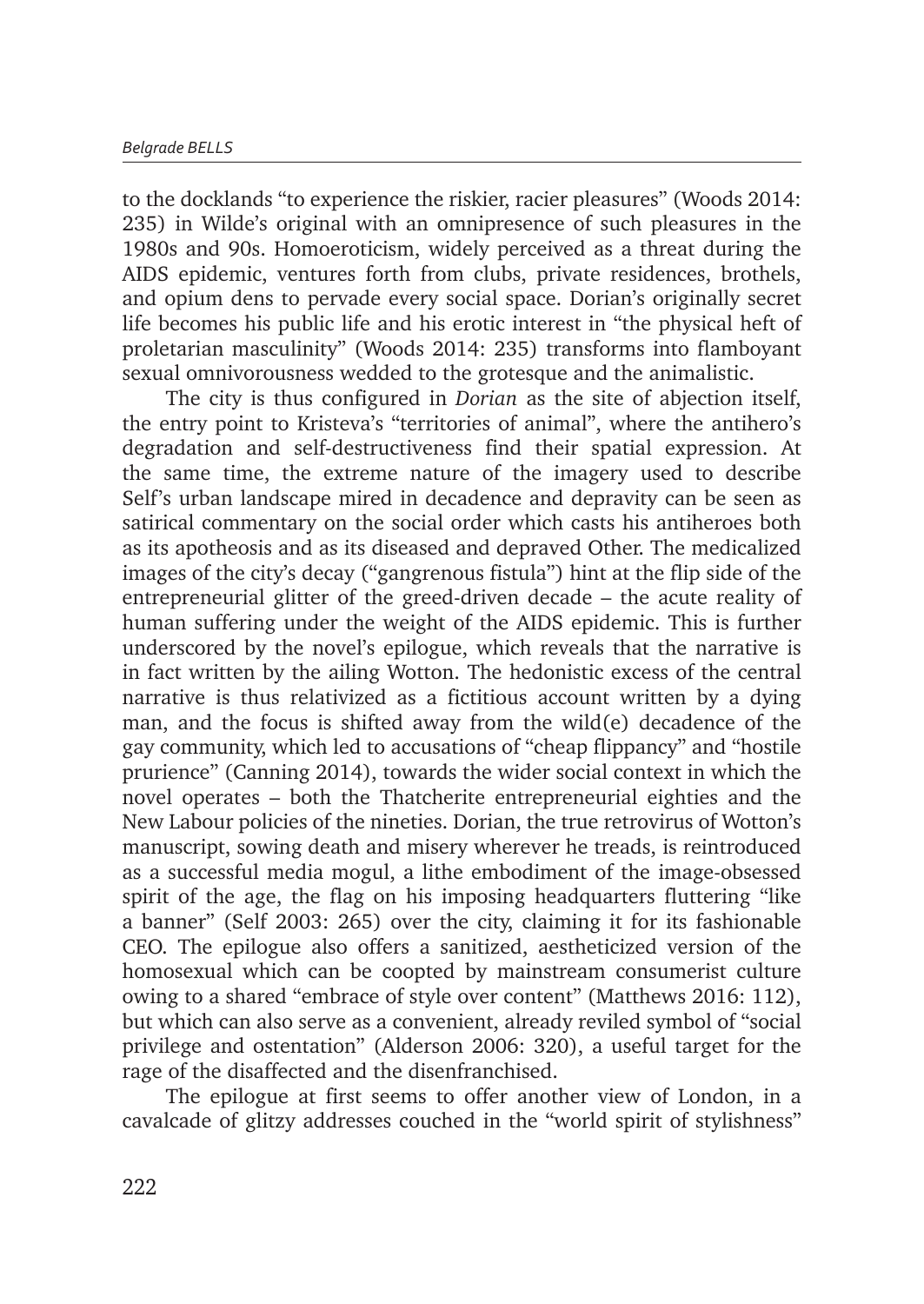to the docklands "to experience the riskier, racier pleasures" (Woods 2014: 235) in Wilde's original with an omnipresence of such pleasures in the 1980s and 90s. Homoeroticism, widely perceived as a threat during the AIDS epidemic, ventures forth from clubs, private residences, brothels, and opium dens to pervade every social space. Dorian's originally secret life becomes his public life and his erotic interest in "the physical heft of proletarian masculinity" (Woods 2014: 235) transforms into flamboyant sexual omnivorousness wedded to the grotesque and the animalistic.

The city is thus configured in *Dorian* as the site of abjection itself, the entry point to Kristeva's "territories of animal", where the antihero's degradation and self-destructiveness find their spatial expression. At the same time, the extreme nature of the imagery used to describe Self's urban landscape mired in decadence and depravity can be seen as satirical commentary on the social order which casts his antiheroes both as its apotheosis and as its diseased and depraved Other. The medicalized images of the city's decay ("gangrenous fistula") hint at the flip side of the entrepreneurial glitter of the greed-driven decade – the acute reality of human suffering under the weight of the AIDS epidemic. This is further underscored by the novel's epilogue, which reveals that the narrative is in fact written by the ailing Wotton. The hedonistic excess of the central narrative is thus relativized as a fictitious account written by a dying man, and the focus is shifted away from the wild(e) decadence of the gay community, which led to accusations of "cheap flippancy" and "hostile prurience" (Canning 2014), towards the wider social context in which the novel operates – both the Thatcherite entrepreneurial eighties and the New Labour policies of the nineties. Dorian, the true retrovirus of Wotton's manuscript, sowing death and misery wherever he treads, is reintroduced as a successful media mogul, a lithe embodiment of the image-obsessed spirit of the age, the flag on his imposing headquarters fluttering "like a banner" (Self 2003: 265) over the city, claiming it for its fashionable CEO. The epilogue also offers a sanitized, aestheticized version of the homosexual which can be coopted by mainstream consumerist culture owing to a shared "embrace of style over content" (Matthews 2016: 112), but which can also serve as a convenient, already reviled symbol of "social privilege and ostentation" (Alderson 2006: 320), a useful target for the rage of the disaffected and the disenfranchised.

The epilogue at first seems to offer another view of London, in a cavalcade of glitzy addresses couched in the "world spirit of stylishness"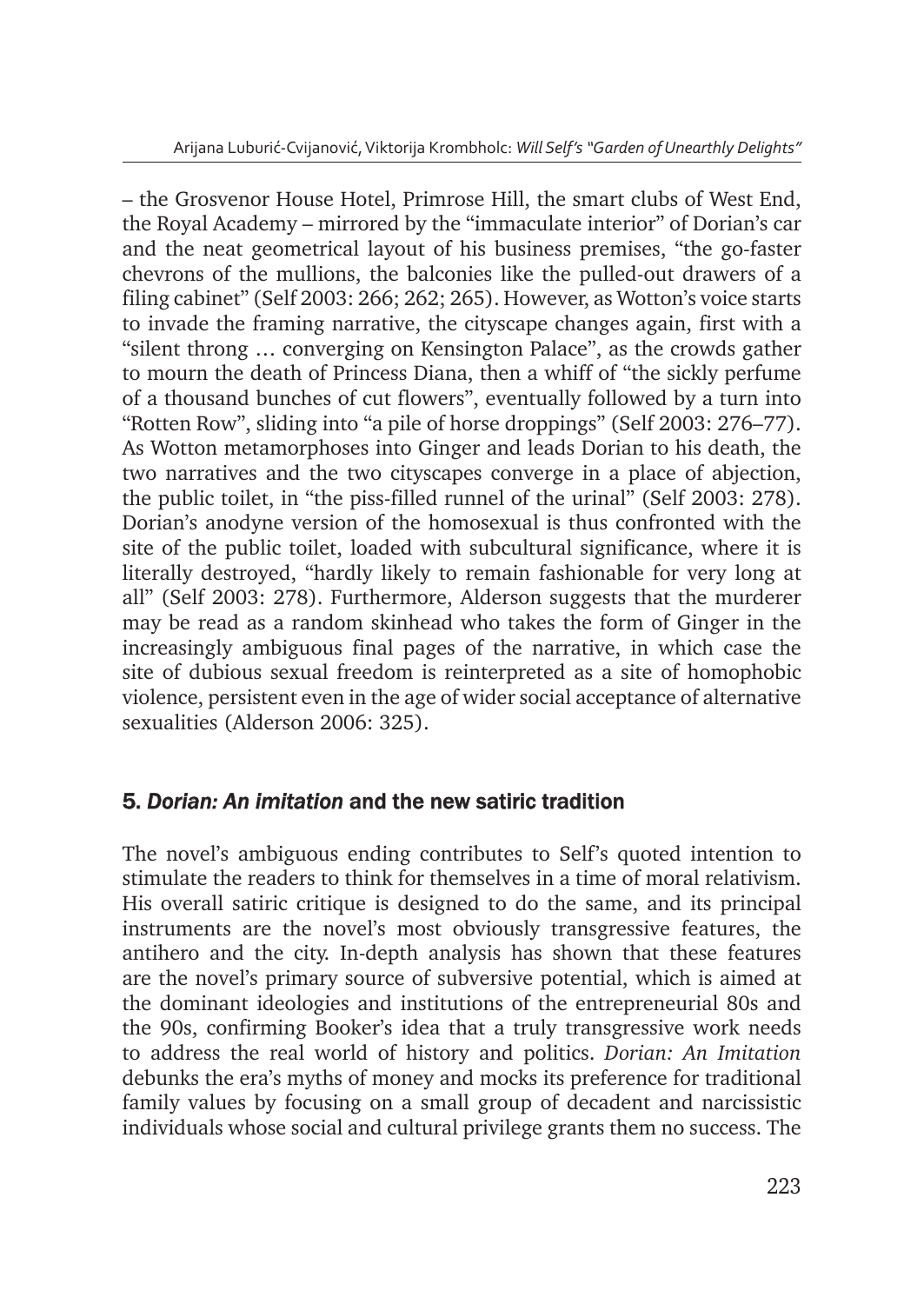– the Grosvenor House Hotel, Primrose Hill, the smart clubs of West End, the Royal Academy – mirrored by the "immaculate interior" of Dorian's car and the neat geometrical layout of his business premises, "the go-faster chevrons of the mullions, the balconies like the pulled-out drawers of a filing cabinet" (Self 2003: 266; 262; 265). However, as Wotton's voice starts to invade the framing narrative, the cityscape changes again, first with a "silent throng … converging on Kensington Palace", as the crowds gather to mourn the death of Princess Diana, then a whiff of "the sickly perfume of a thousand bunches of cut flowers", eventually followed by a turn into "Rotten Row", sliding into "a pile of horse droppings" (Self 2003: 276–77). As Wotton metamorphoses into Ginger and leads Dorian to his death, the two narratives and the two cityscapes converge in a place of abjection, the public toilet, in "the piss-filled runnel of the urinal" (Self 2003: 278). Dorian's anodyne version of the homosexual is thus confronted with the site of the public toilet, loaded with subcultural significance, where it is literally destroyed, "hardly likely to remain fashionable for very long at all" (Self 2003: 278). Furthermore, Alderson suggests that the murderer may be read as a random skinhead who takes the form of Ginger in the increasingly ambiguous final pages of the narrative, in which case the site of dubious sexual freedom is reinterpreted as a site of homophobic violence, persistent even in the age of wider social acceptance of alternative sexualities (Alderson 2006: 325).

## 5. *Dorian: An imitation* and the new satiric tradition

The novel's ambiguous ending contributes to Self's quoted intention to stimulate the readers to think for themselves in a time of moral relativism. His overall satiric critique is designed to do the same, and its principal instruments are the novel's most obviously transgressive features, the antihero and the city. In-depth analysis has shown that these features are the novel's primary source of subversive potential, which is aimed at the dominant ideologies and institutions of the entrepreneurial 80s and the 90s, confirming Booker's idea that a truly transgressive work needs to address the real world of history and politics. *Dorian: An Imitation* debunks the era's myths of money and mocks its preference for traditional family values by focusing on a small group of decadent and narcissistic individuals whose social and cultural privilege grants them no success. The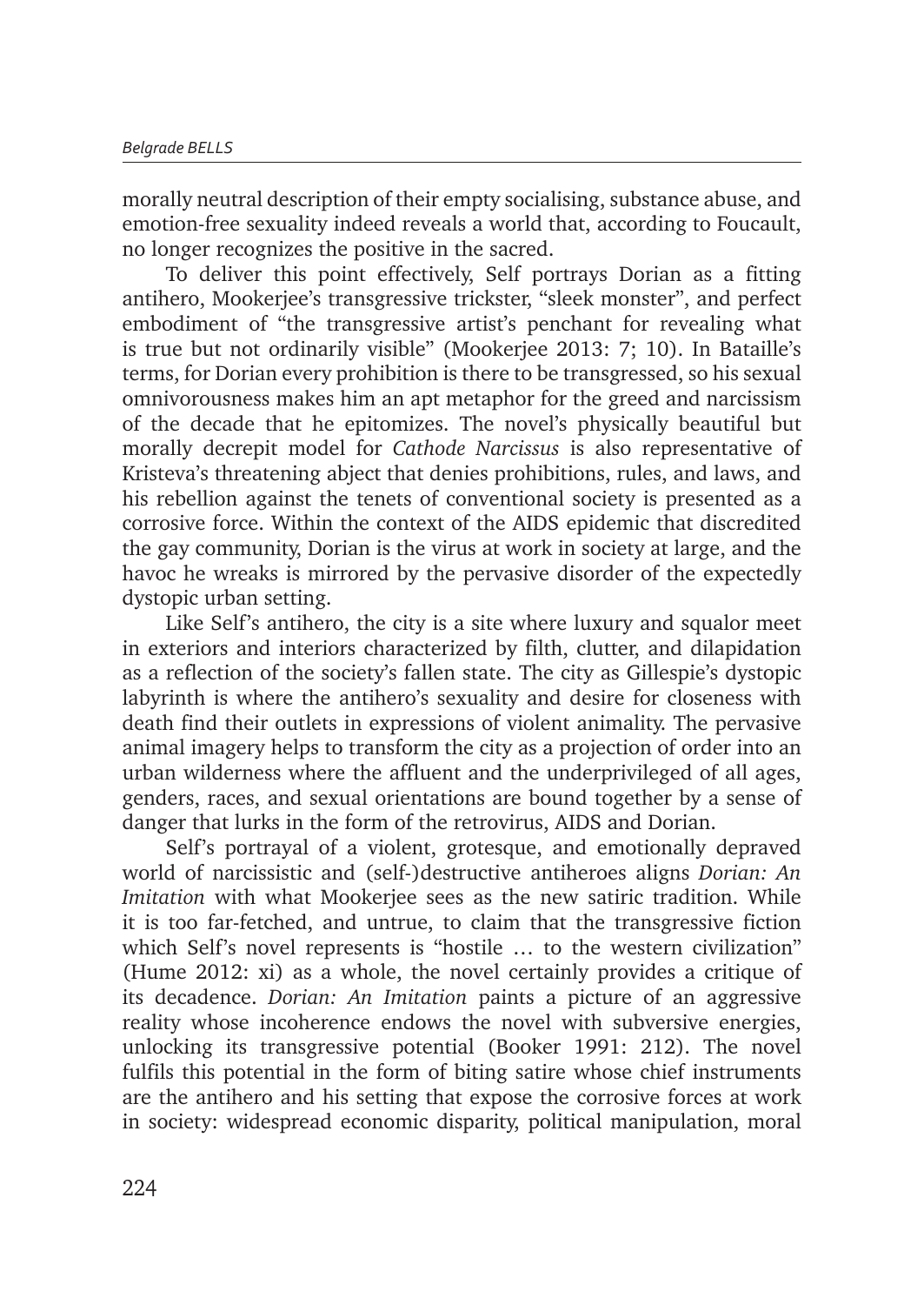morally neutral description of their empty socialising, substance abuse, and emotion-free sexuality indeed reveals a world that, according to Foucault, no longer recognizes the positive in the sacred.

To deliver this point effectively, Self portrays Dorian as a fitting antihero, Mookerjee's transgressive trickster, "sleek monster", and perfect embodiment of "the transgressive artist's penchant for revealing what is true but not ordinarily visible" (Mookerjee 2013: 7; 10). In Bataille's terms, for Dorian every prohibition is there to be transgressed, so his sexual omnivorousness makes him an apt metaphor for the greed and narcissism of the decade that he epitomizes. The novel's physically beautiful but morally decrepit model for *Cathode Narcissus* is also representative of Kristeva's threatening abject that denies prohibitions, rules, and laws, and his rebellion against the tenets of conventional society is presented as a corrosive force. Within the context of the AIDS epidemic that discredited the gay community, Dorian is the virus at work in society at large, and the havoc he wreaks is mirrored by the pervasive disorder of the expectedly dystopic urban setting.

Like Self's antihero, the city is a site where luxury and squalor meet in exteriors and interiors characterized by filth, clutter, and dilapidation as a reflection of the society's fallen state. The city as Gillespie's dystopic labyrinth is where the antihero's sexuality and desire for closeness with death find their outlets in expressions of violent animality. The pervasive animal imagery helps to transform the city as a projection of order into an urban wilderness where the affluent and the underprivileged of all ages, genders, races, and sexual orientations are bound together by a sense of danger that lurks in the form of the retrovirus, AIDS and Dorian.

Self's portrayal of a violent, grotesque, and emotionally depraved world of narcissistic and (self-)destructive antiheroes aligns *Dorian: An Imitation* with what Mookerjee sees as the new satiric tradition. While it is too far-fetched, and untrue, to claim that the transgressive fiction which Self's novel represents is "hostile … to the western civilization" (Hume 2012: xi) as a whole, the novel certainly provides a critique of its decadence. *Dorian: An Imitation* paints a picture of an aggressive reality whose incoherence endows the novel with subversive energies, unlocking its transgressive potential (Booker 1991: 212). The novel fulfils this potential in the form of biting satire whose chief instruments are the antihero and his setting that expose the corrosive forces at work in society: widespread economic disparity, political manipulation, moral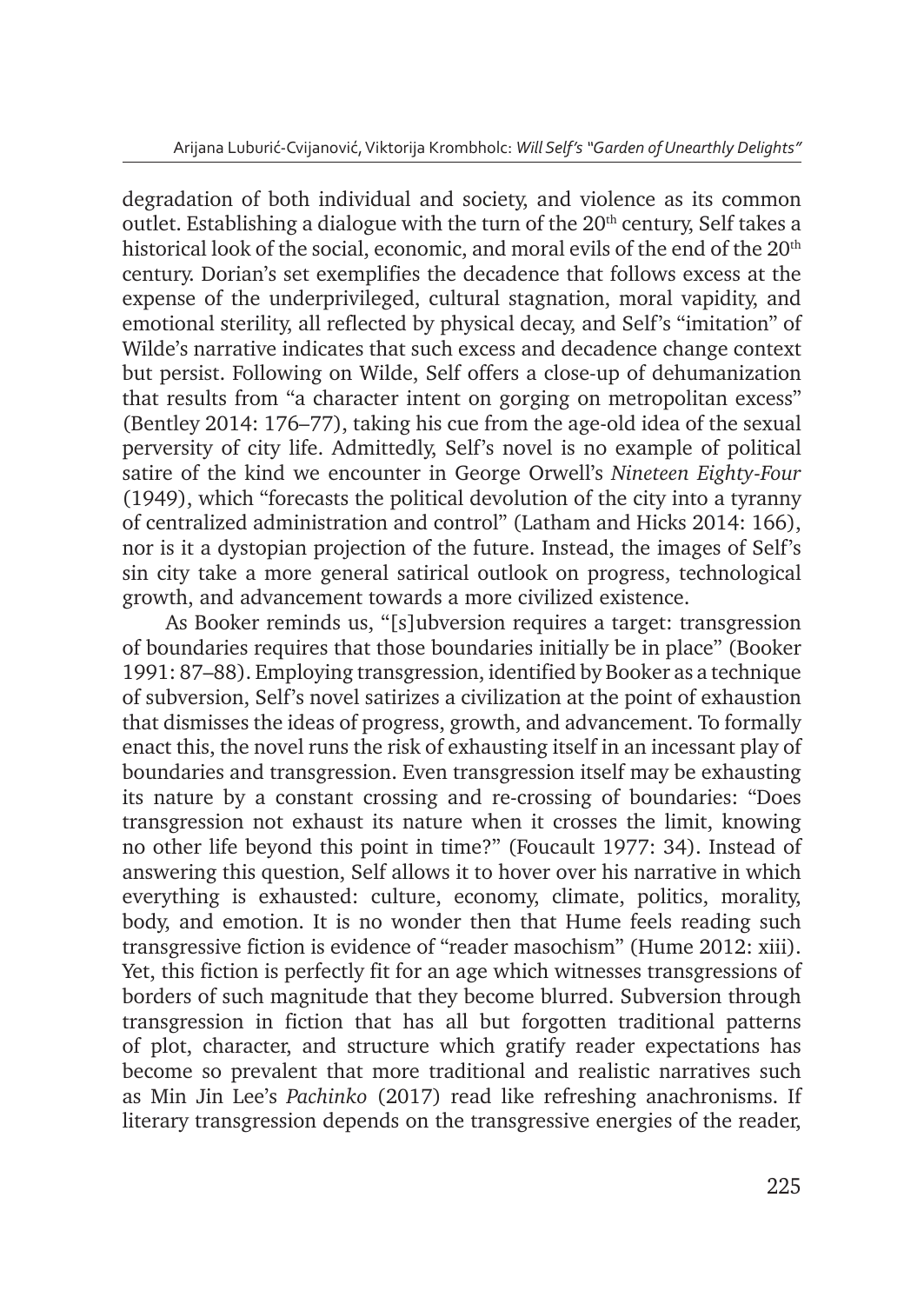degradation of both individual and society, and violence as its common outlet. Establishing a dialogue with the turn of the 20th century, Self takes a historical look of the social, economic, and moral evils of the end of the 20th century. Dorian's set exemplifies the decadence that follows excess at the expense of the underprivileged, cultural stagnation, moral vapidity, and emotional sterility, all reflected by physical decay, and Self's "imitation" of Wilde's narrative indicates that such excess and decadence change context but persist. Following on Wilde, Self offers a close-up of dehumanization that results from "a character intent on gorging on metropolitan excess" (Bentley 2014: 176–77), taking his cue from the age-old idea of the sexual perversity of city life. Admittedly, Self's novel is no example of political satire of the kind we encounter in George Orwell's *Nineteen Eighty-Four* (1949), which "forecasts the political devolution of the city into a tyranny of centralized administration and control" (Latham and Hicks 2014: 166), nor is it a dystopian projection of the future. Instead, the images of Self's sin city take a more general satirical outlook on progress, technological growth, and advancement towards a more civilized existence.

As Booker reminds us, "[s]ubversion requires a target: transgression of boundaries requires that those boundaries initially be in place" (Booker 1991: 87–88). Employing transgression, identified by Booker as a technique of subversion, Self's novel satirizes a civilization at the point of exhaustion that dismisses the ideas of progress, growth, and advancement. To formally enact this, the novel runs the risk of exhausting itself in an incessant play of boundaries and transgression. Even transgression itself may be exhausting its nature by a constant crossing and re-crossing of boundaries: "Does transgression not exhaust its nature when it crosses the limit, knowing no other life beyond this point in time?" (Foucault 1977: 34). Instead of answering this question, Self allows it to hover over his narrative in which everything is exhausted: culture, economy, climate, politics, morality, body, and emotion. It is no wonder then that Hume feels reading such transgressive fiction is evidence of "reader masochism" (Hume 2012: xiii). Yet, this fiction is perfectly fit for an age which witnesses transgressions of borders of such magnitude that they become blurred. Subversion through transgression in fiction that has all but forgotten traditional patterns of plot, character, and structure which gratify reader expectations has become so prevalent that more traditional and realistic narratives such as Min Jin Lee's *Pachinko* (2017) read like refreshing anachronisms. If literary transgression depends on the transgressive energies of the reader,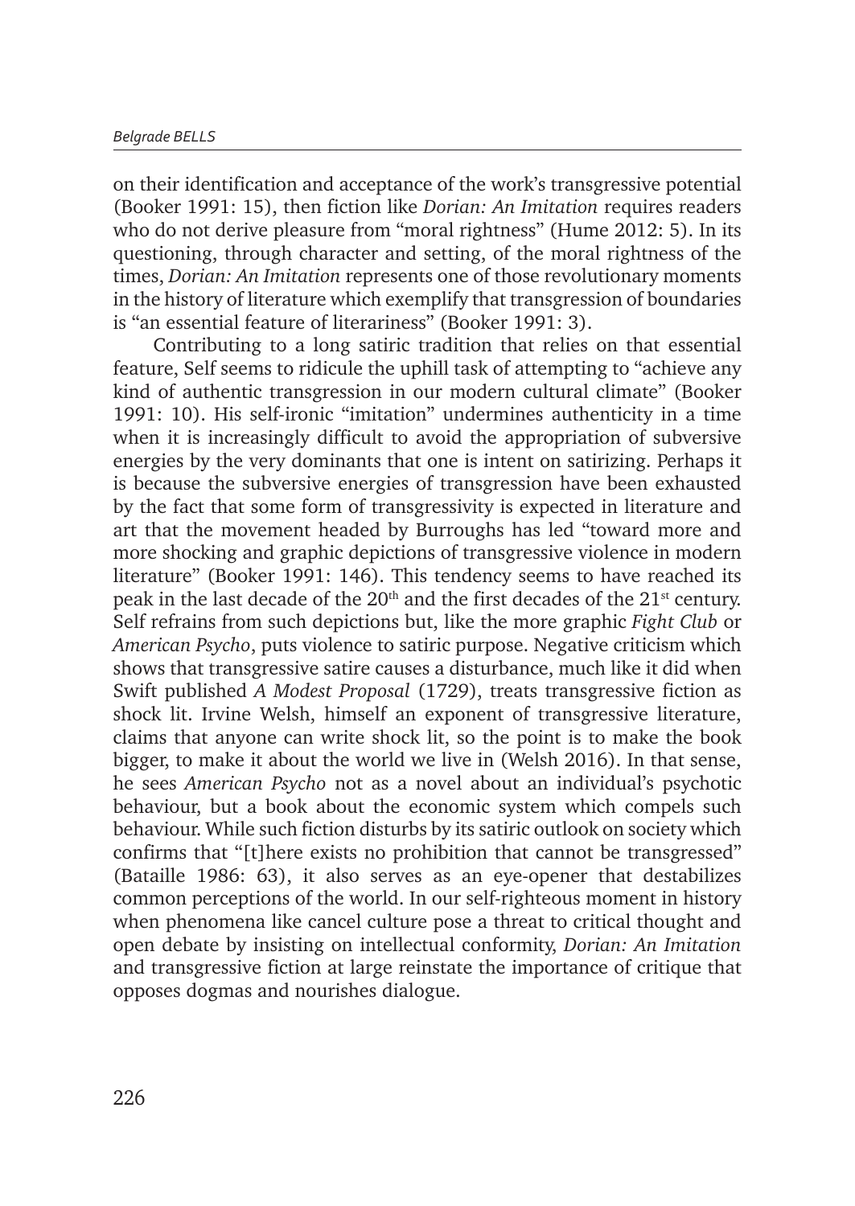on their identification and acceptance of the work's transgressive potential (Booker 1991: 15), then fiction like *Dorian: An Imitation* requires readers who do not derive pleasure from "moral rightness" (Hume 2012: 5). In its questioning, through character and setting, of the moral rightness of the times, *Dorian: An Imitation* represents one of those revolutionary moments in the history of literature which exemplify that transgression of boundaries is "an essential feature of literariness" (Booker 1991: 3).

Contributing to a long satiric tradition that relies on that essential feature, Self seems to ridicule the uphill task of attempting to "achieve any kind of authentic transgression in our modern cultural climate" (Booker 1991: 10). His self-ironic "imitation" undermines authenticity in a time when it is increasingly difficult to avoid the appropriation of subversive energies by the very dominants that one is intent on satirizing. Perhaps it is because the subversive energies of transgression have been exhausted by the fact that some form of transgressivity is expected in literature and art that the movement headed by Burroughs has led "toward more and more shocking and graphic depictions of transgressive violence in modern literature" (Booker 1991: 146). This tendency seems to have reached its peak in the last decade of the 20th and the first decades of the 21st century. Self refrains from such depictions but, like the more graphic *Fight Club* or *American Psycho*, puts violence to satiric purpose. Negative criticism which shows that transgressive satire causes a disturbance, much like it did when Swift published *A Modest Proposal* (1729), treats transgressive fiction as shock lit. Irvine Welsh, himself an exponent of transgressive literature, claims that anyone can write shock lit, so the point is to make the book bigger, to make it about the world we live in (Welsh 2016). In that sense, he sees *American Psycho* not as a novel about an individual's psychotic behaviour, but a book about the economic system which compels such behaviour. While such fiction disturbs by its satiric outlook on society which confirms that "[t]here exists no prohibition that cannot be transgressed" (Bataille 1986: 63), it also serves as an eye-opener that destabilizes common perceptions of the world. In our self-righteous moment in history when phenomena like cancel culture pose a threat to critical thought and open debate by insisting on intellectual conformity, *Dorian: An Imitation* and transgressive fiction at large reinstate the importance of critique that opposes dogmas and nourishes dialogue.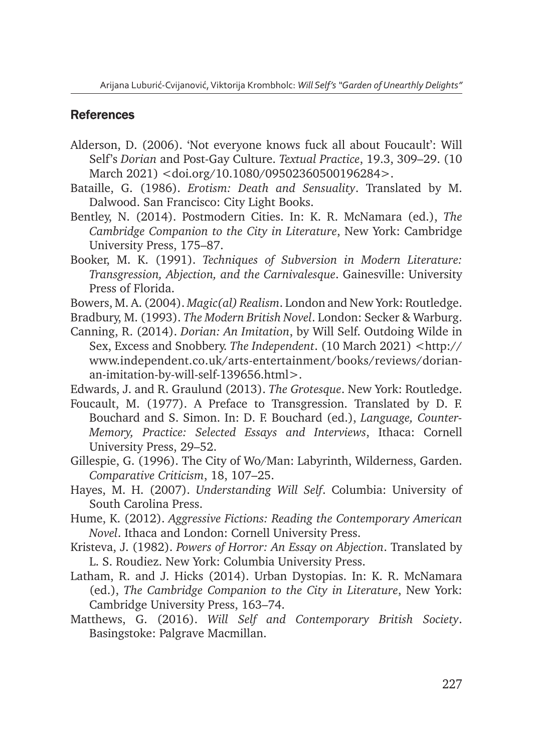## References

Alderson, D. (2006). 'Not everyone knows fuck all about Foucault': Will Self's *Dorian* and Post-Gay Culture. *Textual Practice*, 19.3, 309–29. (10 March 2021) <doi.org/10.1080/09502360500196284>.

Bataille, G. (1986). *Erotism: Death and Sensuality*. Translated by M. Dalwood. San Francisco: City Light Books.

Bentley, N. (2014). Postmodern Cities. In: K. R. McNamara (ed.), *The Cambridge Companion to the City in Literature*, New York: Cambridge University Press, 175–87.

Booker, M. K. (1991). *Techniques of Subversion in Modern Literature: Transgression, Abjection, and the Carnivalesque*. Gainesville: University Press of Florida.

Bowers, M. A. (2004). *Magic(al) Realism*. London and New York: Routledge.

Bradbury, M. (1993). *The Modern British Novel*. London: Secker & Warburg.

Canning, R. (2014). *Dorian: An Imitation*, by Will Self. Outdoing Wilde in Sex, Excess and Snobbery. *The Independent*. (10 March 2021) <http://www.independent.co.uk/arts-entertainment/books/reviews/dorian-an-imitation-by-will-self-139656.html>.

Edwards, J. and R. Graulund (2013). *The Grotesque*. New York: Routledge.

Foucault, M. (1977). A Preface to Transgression. Translated by D. F. Bouchard and S. Simon. In: D. F. Bouchard (ed.), *Language, Counter-Memory, Practice: Selected Essays and Interviews*, Ithaca: Cornell University Press, 29–52.

Gillespie, G. (1996). The City of Wo/Man: Labyrinth, Wilderness, Garden. *Comparative Criticism*, 18, 107–25.

Hayes, M. H. (2007). *Understanding Will Self*. Columbia: University of South Carolina Press.

Hume, K. (2012). *Aggressive Fictions: Reading the Contemporary American Novel*. Ithaca and London: Cornell University Press.

Kristeva, J. (1982). *Powers of Horror: An Essay on Abjection*. Translated by L. S. Roudiez. New York: Columbia University Press.

Latham, R. and J. Hicks (2014). Urban Dystopias. In: K. R. McNamara (ed.), *The Cambridge Companion to the City in Literature*, New York: Cambridge University Press, 163–74.

Matthews, G. (2016). *Will Self and Contemporary British Society*. Basingstoke: Palgrave Macmillan.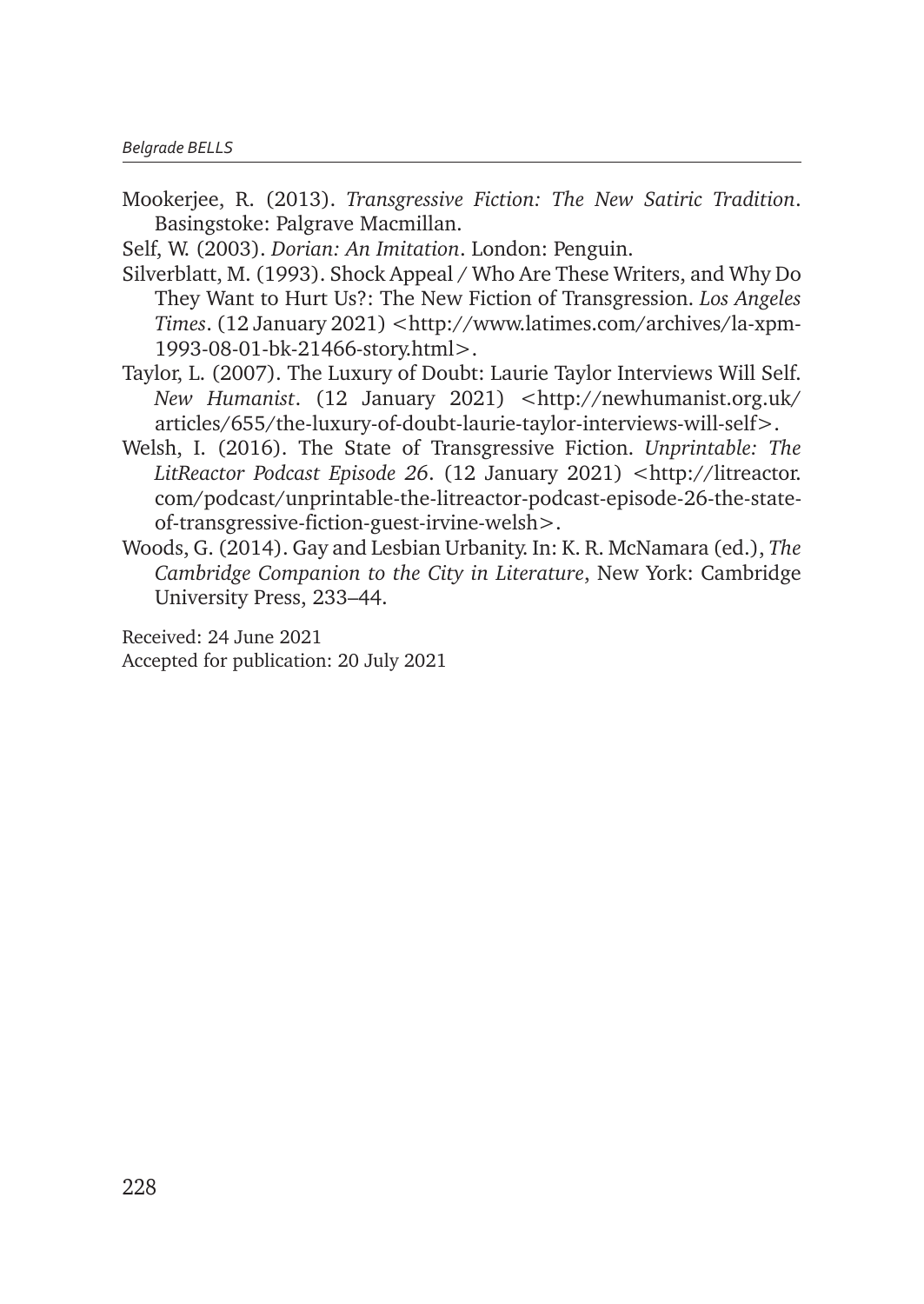Mookerjee, R. (2013). *Transgressive Fiction: The New Satiric Tradition*. Basingstoke: Palgrave Macmillan.

Self, W. (2003). *Dorian: An Imitation*. London: Penguin.

Silverblatt, M. (1993). Shock Appeal / Who Are These Writers, and Why Do They Want to Hurt Us?: The New Fiction of Transgression. *Los Angeles Times*. (12 January 2021) <http://www.latimes.com/archives/la-xpm-1993-08-01-bk-21466-story.html>.

Taylor, L. (2007). The Luxury of Doubt: Laurie Taylor Interviews Will Self. *New Humanist*. (12 January 2021) <http://newhumanist.org.uk/articles/655/the-luxury-of-doubt-laurie-taylor-interviews-will-self>.

Welsh, I. (2016). The State of Transgressive Fiction. *Unprintable: The LitReactor Podcast Episode 26*. (12 January 2021) <http://litreactor.com/podcast/unprintable-the-litreactor-podcast-episode-26-the-state-of-transgressive-fiction-guest-irvine-welsh>.

Woods, G. (2014). Gay and Lesbian Urbanity. In: K. R. McNamara (ed.), *The Cambridge Companion to the City in Literature*, New York: Cambridge University Press, 233–44.

Received: 24 June 2021
Accepted for publication: 20 July 2021